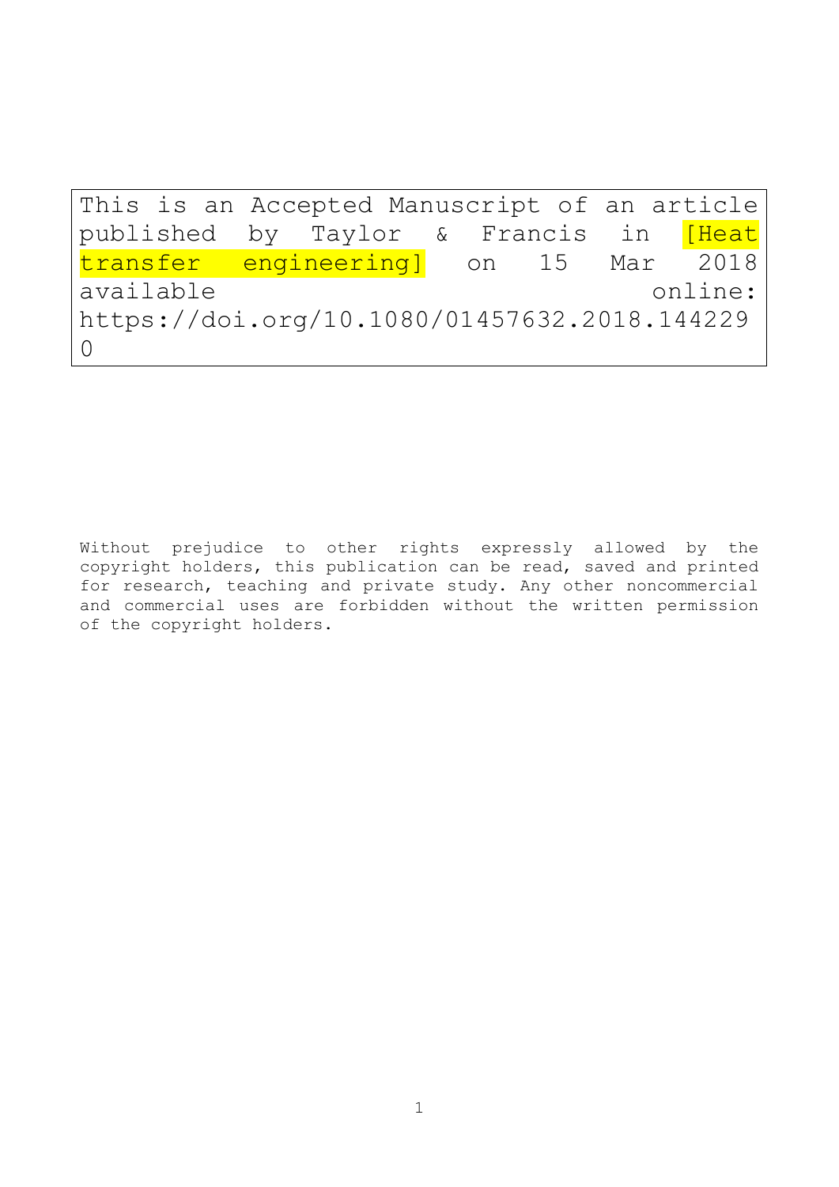This is an Accepted Manuscript of an article published by Taylor & Francis in [Heat transfer engineering] on 15 Mar 2018 available online: https://doi.org/10.1080/01457632.2018.1442290

Without prejudice to other rights expressly allowed by the copyright holders, this publication can be read, saved and printed for research, teaching and private study. Any other noncommercial and commercial uses are forbidden without the written permission of the copyright holders.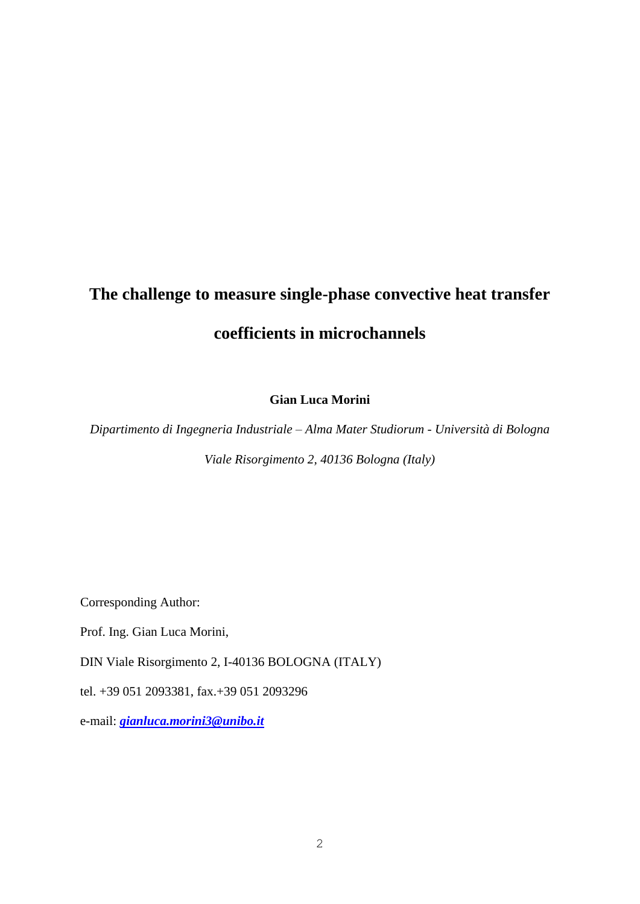# The challenge to measure single-phase convective heat transfer coefficients in microchannels

**Gian Luca Morini**

*Dipartimento di Ingegneria Industriale – Alma Mater Studiorum - Università di Bologna*

*Viale Risorgimento 2, 40136 Bologna (Italy)*

Corresponding Author:

Prof. Ing. Gian Luca Morini,

DIN Viale Risorgimento 2, I-40136 BOLOGNA (ITALY)

tel. +39 051 2093381, fax.+39 051 2093296

e-mail: ***gianluca.morini3@unibo.it***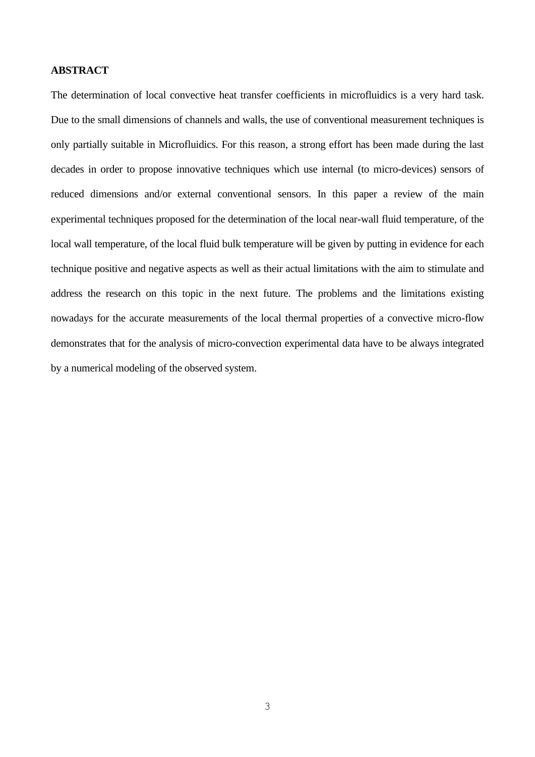**ABSTRACT**

The determination of local convective heat transfer coefficients in microfluidics is a very hard task. Due to the small dimensions of channels and walls, the use of conventional measurement techniques is only partially suitable in Microfluidics. For this reason, a strong effort has been made during the last decades in order to propose innovative techniques which use internal (to micro-devices) sensors of reduced dimensions and/or external conventional sensors. In this paper a review of the main experimental techniques proposed for the determination of the local near-wall fluid temperature, of the local wall temperature, of the local fluid bulk temperature will be given by putting in evidence for each technique positive and negative aspects as well as their actual limitations with the aim to stimulate and address the research on this topic in the next future. The problems and the limitations existing nowadays for the accurate measurements of the local thermal properties of a convective micro-flow demonstrates that for the analysis of micro-convection experimental data have to be always integrated by a numerical modeling of the observed system.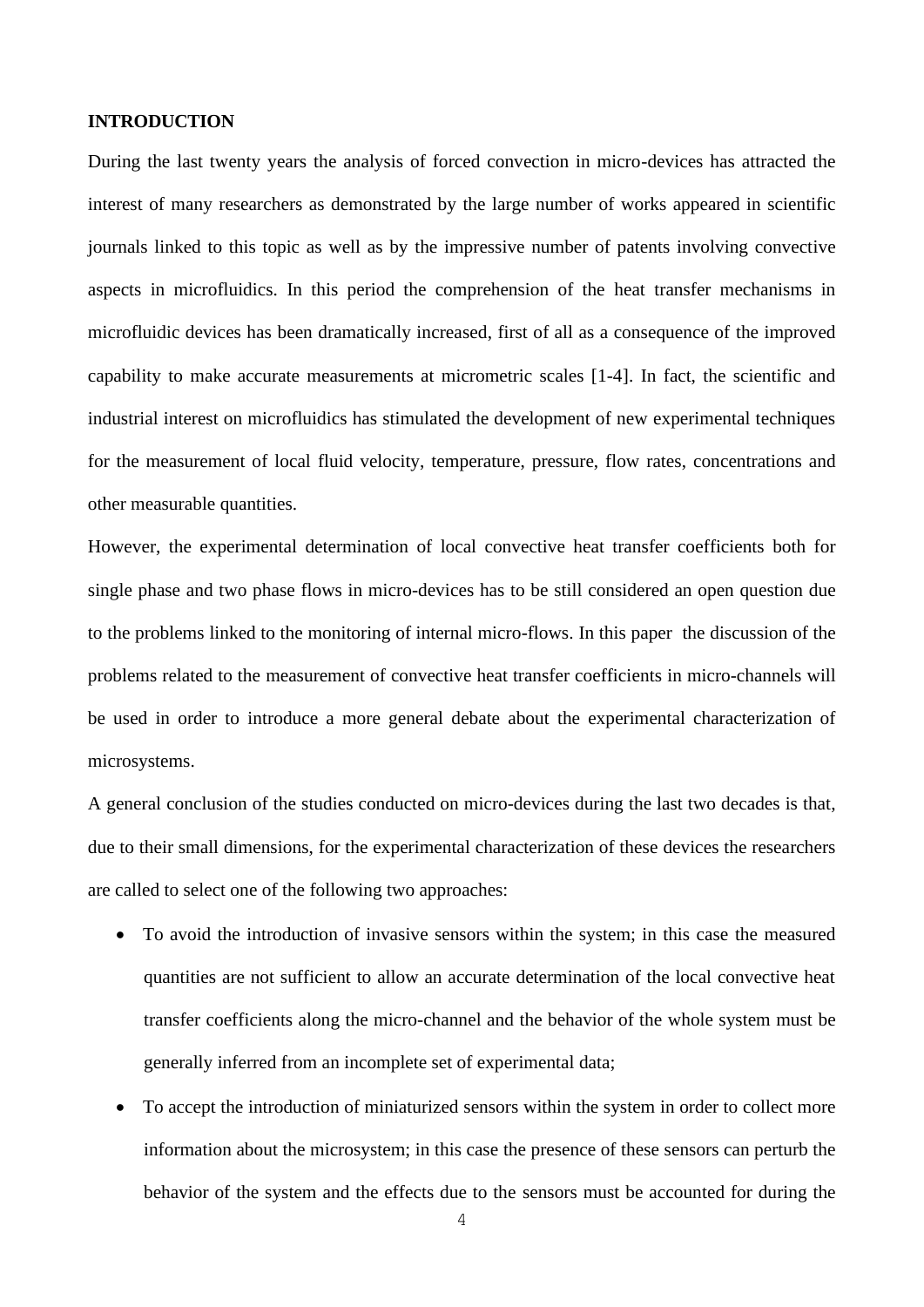**INTRODUCTION**

During the last twenty years the analysis of forced convection in micro-devices has attracted the interest of many researchers as demonstrated by the large number of works appeared in scientific journals linked to this topic as well as by the impressive number of patents involving convective aspects in microfluidics. In this period the comprehension of the heat transfer mechanisms in microfluidic devices has been dramatically increased, first of all as a consequence of the improved capability to make accurate measurements at micrometric scales [1-4]. In fact, the scientific and industrial interest on microfluidics has stimulated the development of new experimental techniques for the measurement of local fluid velocity, temperature, pressure, flow rates, concentrations and other measurable quantities.

However, the experimental determination of local convective heat transfer coefficients both for single phase and two phase flows in micro-devices has to be still considered an open question due to the problems linked to the monitoring of internal micro-flows. In this paper the discussion of the problems related to the measurement of convective heat transfer coefficients in micro-channels will be used in order to introduce a more general debate about the experimental characterization of microsystems.

A general conclusion of the studies conducted on micro-devices during the last two decades is that, due to their small dimensions, for the experimental characterization of these devices the researchers are called to select one of the following two approaches:

- To avoid the introduction of invasive sensors within the system; in this case the measured quantities are not sufficient to allow an accurate determination of the local convective heat transfer coefficients along the micro-channel and the behavior of the whole system must be generally inferred from an incomplete set of experimental data;
- To accept the introduction of miniaturized sensors within the system in order to collect more information about the microsystem; in this case the presence of these sensors can perturb the behavior of the system and the effects due to the sensors must be accounted for during the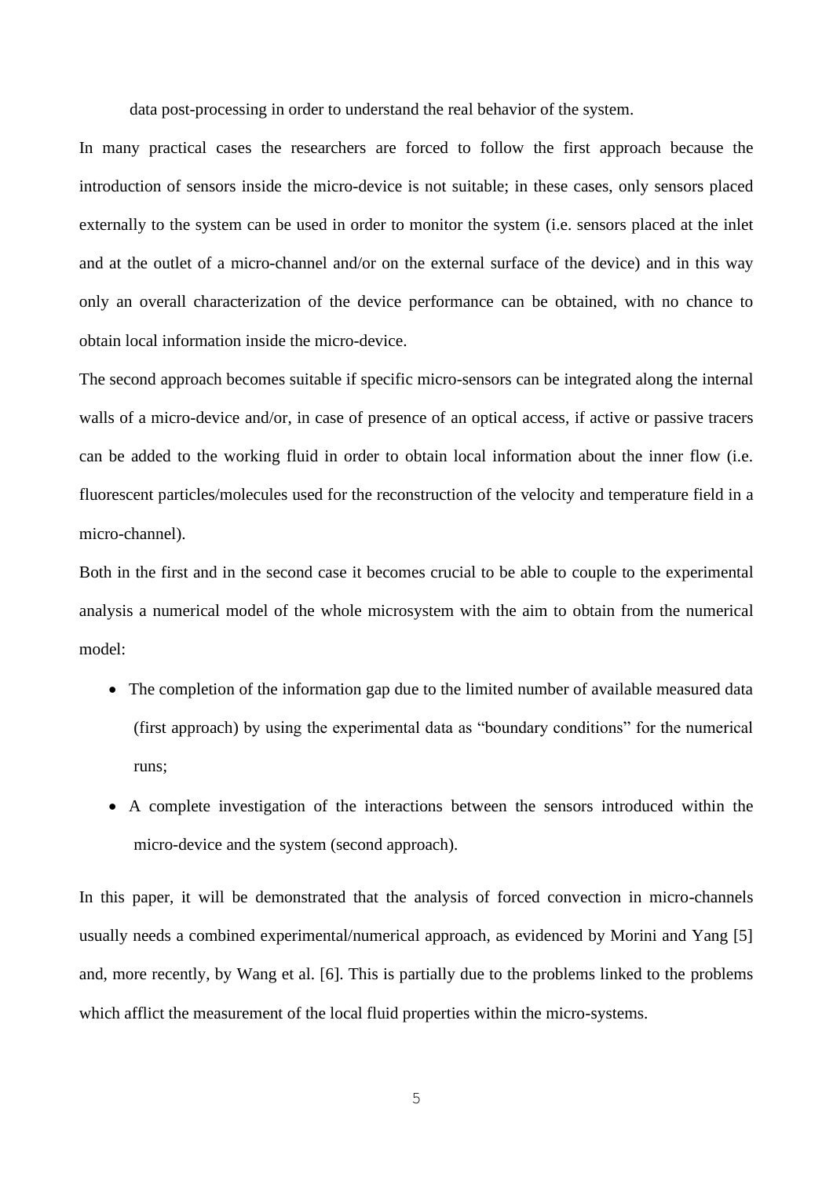data post-processing in order to understand the real behavior of the system.

In many practical cases the researchers are forced to follow the first approach because the introduction of sensors inside the micro-device is not suitable; in these cases, only sensors placed externally to the system can be used in order to monitor the system (i.e. sensors placed at the inlet and at the outlet of a micro-channel and/or on the external surface of the device) and in this way only an overall characterization of the device performance can be obtained, with no chance to obtain local information inside the micro-device.

The second approach becomes suitable if specific micro-sensors can be integrated along the internal walls of a micro-device and/or, in case of presence of an optical access, if active or passive tracers can be added to the working fluid in order to obtain local information about the inner flow (i.e. fluorescent particles/molecules used for the reconstruction of the velocity and temperature field in a micro-channel).

Both in the first and in the second case it becomes crucial to be able to couple to the experimental analysis a numerical model of the whole microsystem with the aim to obtain from the numerical model:

- The completion of the information gap due to the limited number of available measured data (first approach) by using the experimental data as "boundary conditions" for the numerical runs;
- A complete investigation of the interactions between the sensors introduced within the micro-device and the system (second approach).

In this paper, it will be demonstrated that the analysis of forced convection in micro-channels usually needs a combined experimental/numerical approach, as evidenced by Morini and Yang [5] and, more recently, by Wang et al. [6]. This is partially due to the problems linked to the problems which afflict the measurement of the local fluid properties within the micro-systems.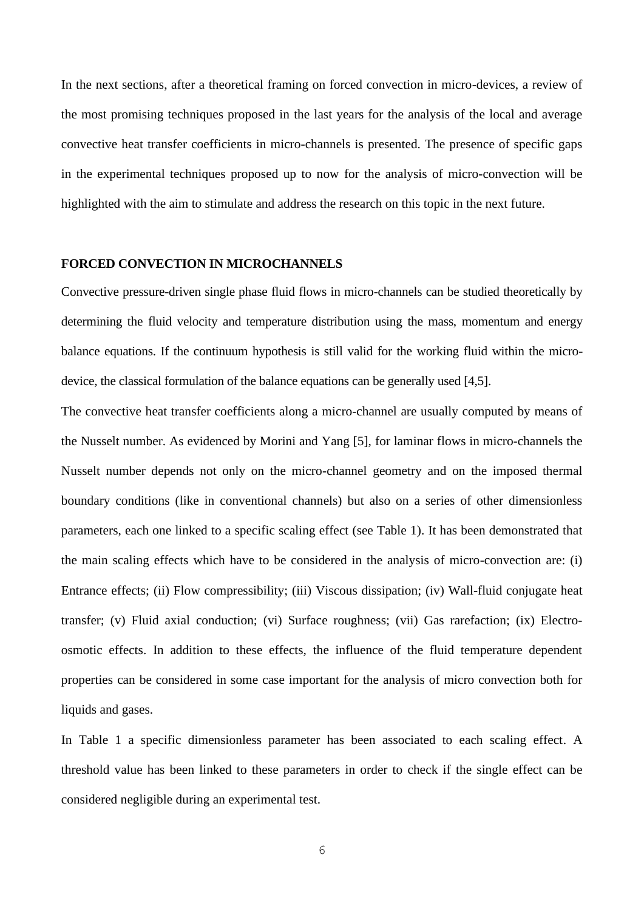In the next sections, after a theoretical framing on forced convection in micro-devices, a review of the most promising techniques proposed in the last years for the analysis of the local and average convective heat transfer coefficients in micro-channels is presented. The presence of specific gaps in the experimental techniques proposed up to now for the analysis of micro-convection will be highlighted with the aim to stimulate and address the research on this topic in the next future.

## FORCED CONVECTION IN MICROCHANNELS

Convective pressure-driven single phase fluid flows in micro-channels can be studied theoretically by determining the fluid velocity and temperature distribution using the mass, momentum and energy balance equations. If the continuum hypothesis is still valid for the working fluid within the micro-device, the classical formulation of the balance equations can be generally used [4,5].

The convective heat transfer coefficients along a micro-channel are usually computed by means of the Nusselt number. As evidenced by Morini and Yang [5], for laminar flows in micro-channels the Nusselt number depends not only on the micro-channel geometry and on the imposed thermal boundary conditions (like in conventional channels) but also on a series of other dimensionless parameters, each one linked to a specific scaling effect (see Table 1). It has been demonstrated that the main scaling effects which have to be considered in the analysis of micro-convection are: (i) Entrance effects; (ii) Flow compressibility; (iii) Viscous dissipation; (iv) Wall-fluid conjugate heat transfer; (v) Fluid axial conduction; (vi) Surface roughness; (vii) Gas rarefaction; (ix) Electro-osmotic effects. In addition to these effects, the influence of the fluid temperature dependent properties can be considered in some case important for the analysis of micro convection both for liquids and gases.

In Table 1 a specific dimensionless parameter has been associated to each scaling effect. A threshold value has been linked to these parameters in order to check if the single effect can be considered negligible during an experimental test.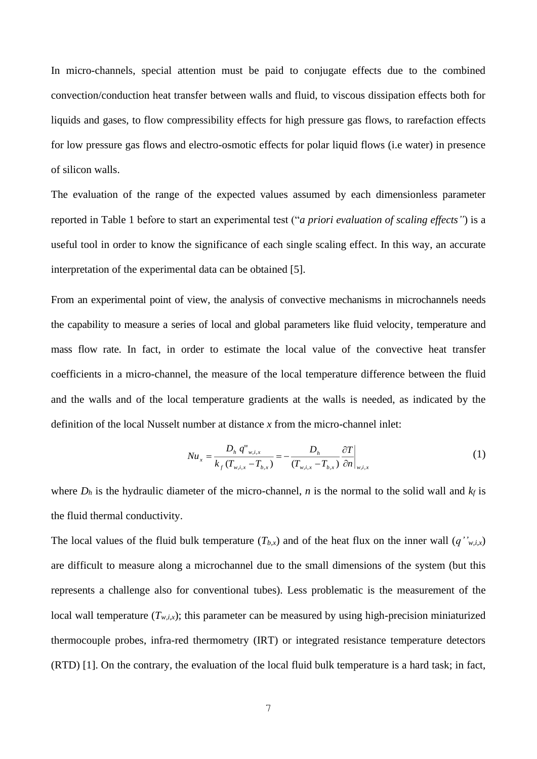In micro-channels, special attention must be paid to conjugate effects due to the combined convection/conduction heat transfer between walls and fluid, to viscous dissipation effects both for liquids and gases, to flow compressibility effects for high pressure gas flows, to rarefaction effects for low pressure gas flows and electro-osmotic effects for polar liquid flows (i.e water) in presence of silicon walls.

The evaluation of the range of the expected values assumed by each dimensionless parameter reported in Table 1 before to start an experimental test ("*a priori evaluation of scaling effects"*) is a useful tool in order to know the significance of each single scaling effect. In this way, an accurate interpretation of the experimental data can be obtained [5].

From an experimental point of view, the analysis of convective mechanisms in microchannels needs the capability to measure a series of local and global parameters like fluid velocity, temperature and mass flow rate. In fact, in order to estimate the local value of the convective heat transfer coefficients in a micro-channel, the measure of the local temperature difference between the fluid and the walls and of the local temperature gradients at the walls is needed, as indicated by the definition of the local Nusselt number at distance $x$ from the micro-channel inlet:

$$Nu_x = \frac{D_h \, q''_{w,i,x}}{k_f \, (T_{w,i,x} - T_{b,x})} = -\frac{D_h}{(T_{w,i,x} - T_{b,x})} \left. \frac{\partial T}{\partial n} \right|_{w,i,x} \tag{1}$$

where $D_h$ is the hydraulic diameter of the micro-channel, $n$ is the normal to the solid wall and $k_f$ is the fluid thermal conductivity.

The local values of the fluid bulk temperature ($T_{b,x}$) and of the heat flux on the inner wall ($q''_{w,i,x}$) are difficult to measure along a microchannel due to the small dimensions of the system (but this represents a challenge also for conventional tubes). Less problematic is the measurement of the local wall temperature ($T_{w,i,x}$); this parameter can be measured by using high-precision miniaturized thermocouple probes, infra-red thermometry (IRT) or integrated resistance temperature detectors (RTD) [1]. On the contrary, the evaluation of the local fluid bulk temperature is a hard task; in fact,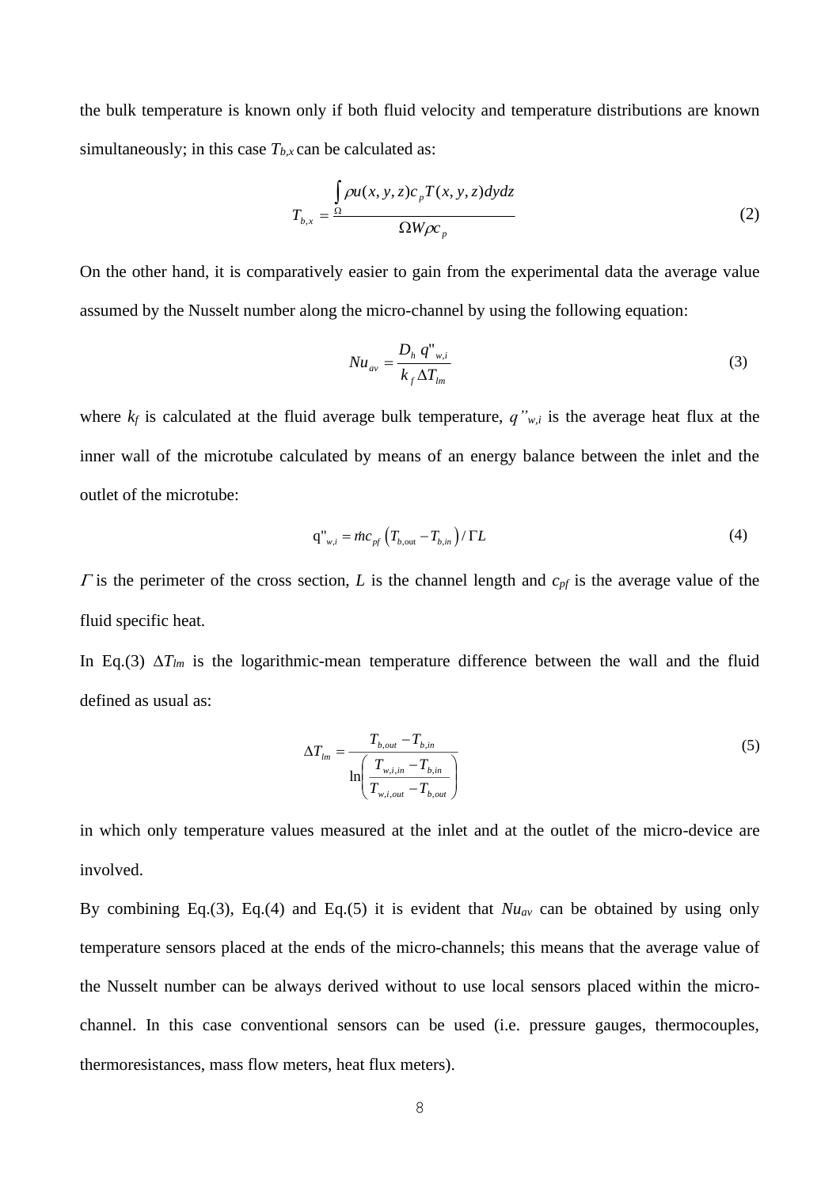the bulk temperature is known only if both fluid velocity and temperature distributions are known simultaneously; in this case $T_{b,x}$ can be calculated as:

$$T_{b,x} = \frac{\int_{\Omega} \rho u(x,y,z) c_p T(x,y,z) dydz}{\Omega W \rho c_p} \tag{2}$$

On the other hand, it is comparatively easier to gain from the experimental data the average value assumed by the Nusselt number along the micro-channel by using the following equation:

$$Nu_{av} = \frac{D_h \, q''_{w,i}}{k_f \, \Delta T_{lm}} \tag{3}$$

where $k_f$ is calculated at the fluid average bulk temperature, $q''_{w,i}$ is the average heat flux at the inner wall of the microtube calculated by means of an energy balance between the inlet and the outlet of the microtube:

$$q''_{w,i} = \dot{m} c_{pf} \left( T_{b,\text{out}} - T_{b,in} \right) / \Gamma L \tag{4}$$

$\Gamma$ is the perimeter of the cross section, $L$ is the channel length and $c_{pf}$ is the average value of the fluid specific heat.

In Eq.(3) $\Delta T_{lm}$ is the logarithmic-mean temperature difference between the wall and the fluid defined as usual as:

$$\Delta T_{lm} = \frac{T_{b,out} - T_{b,in}}{\ln\left( \dfrac{T_{w,i,in} - T_{b,in}}{T_{w,i,out} - T_{b,out}} \right)} \tag{5}$$

in which only temperature values measured at the inlet and at the outlet of the micro-device are involved.

By combining Eq.(3), Eq.(4) and Eq.(5) it is evident that $Nu_{av}$ can be obtained by using only temperature sensors placed at the ends of the micro-channels; this means that the average value of the Nusselt number can be always derived without to use local sensors placed within the micro-channel. In this case conventional sensors can be used (i.e. pressure gauges, thermocouples, thermoresistances, mass flow meters, heat flux meters).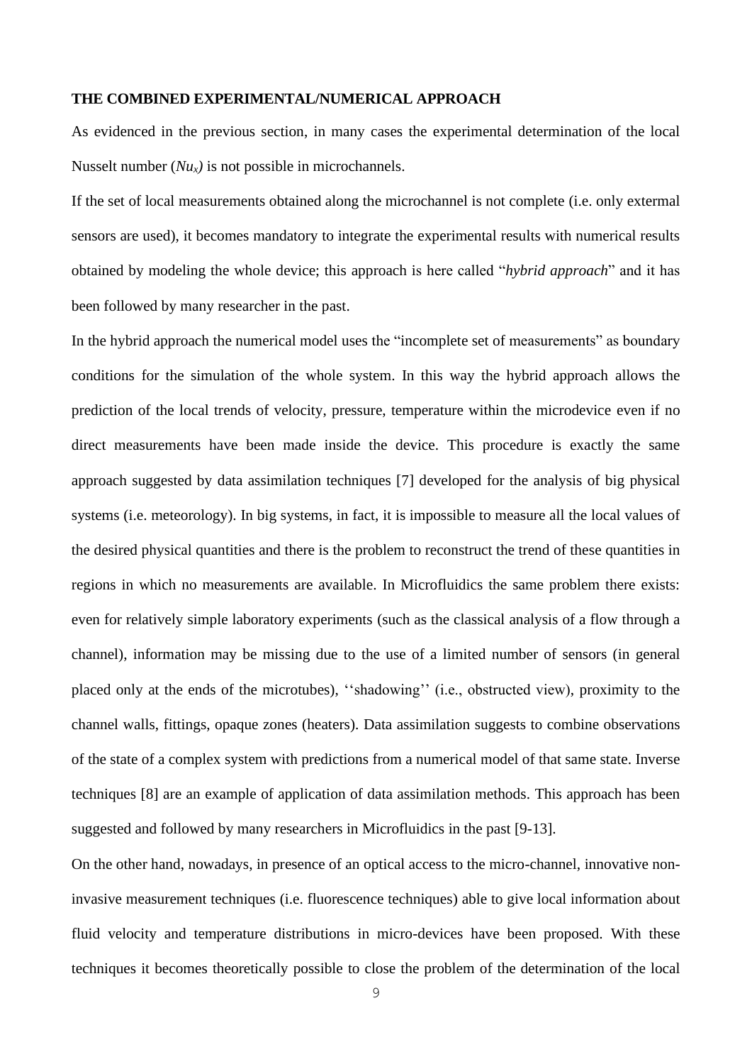**THE COMBINED EXPERIMENTAL/NUMERICAL APPROACH**

As evidenced in the previous section, in many cases the experimental determination of the local Nusselt number ($Nu_x$) is not possible in microchannels.

If the set of local measurements obtained along the microchannel is not complete (i.e. only extermal sensors are used), it becomes mandatory to integrate the experimental results with numerical results obtained by modeling the whole device; this approach is here called "*hybrid approach*" and it has been followed by many researcher in the past.

In the hybrid approach the numerical model uses the "incomplete set of measurements" as boundary conditions for the simulation of the whole system. In this way the hybrid approach allows the prediction of the local trends of velocity, pressure, temperature within the microdevice even if no direct measurements have been made inside the device. This procedure is exactly the same approach suggested by data assimilation techniques [7] developed for the analysis of big physical systems (i.e. meteorology). In big systems, in fact, it is impossible to measure all the local values of the desired physical quantities and there is the problem to reconstruct the trend of these quantities in regions in which no measurements are available. In Microfluidics the same problem there exists: even for relatively simple laboratory experiments (such as the classical analysis of a flow through a channel), information may be missing due to the use of a limited number of sensors (in general placed only at the ends of the microtubes), ''shadowing'' (i.e., obstructed view), proximity to the channel walls, fittings, opaque zones (heaters). Data assimilation suggests to combine observations of the state of a complex system with predictions from a numerical model of that same state. Inverse techniques [8] are an example of application of data assimilation methods. This approach has been suggested and followed by many researchers in Microfluidics in the past [9-13].

On the other hand, nowadays, in presence of an optical access to the micro-channel, innovative non-invasive measurement techniques (i.e. fluorescence techniques) able to give local information about fluid velocity and temperature distributions in micro-devices have been proposed. With these techniques it becomes theoretically possible to close the problem of the determination of the local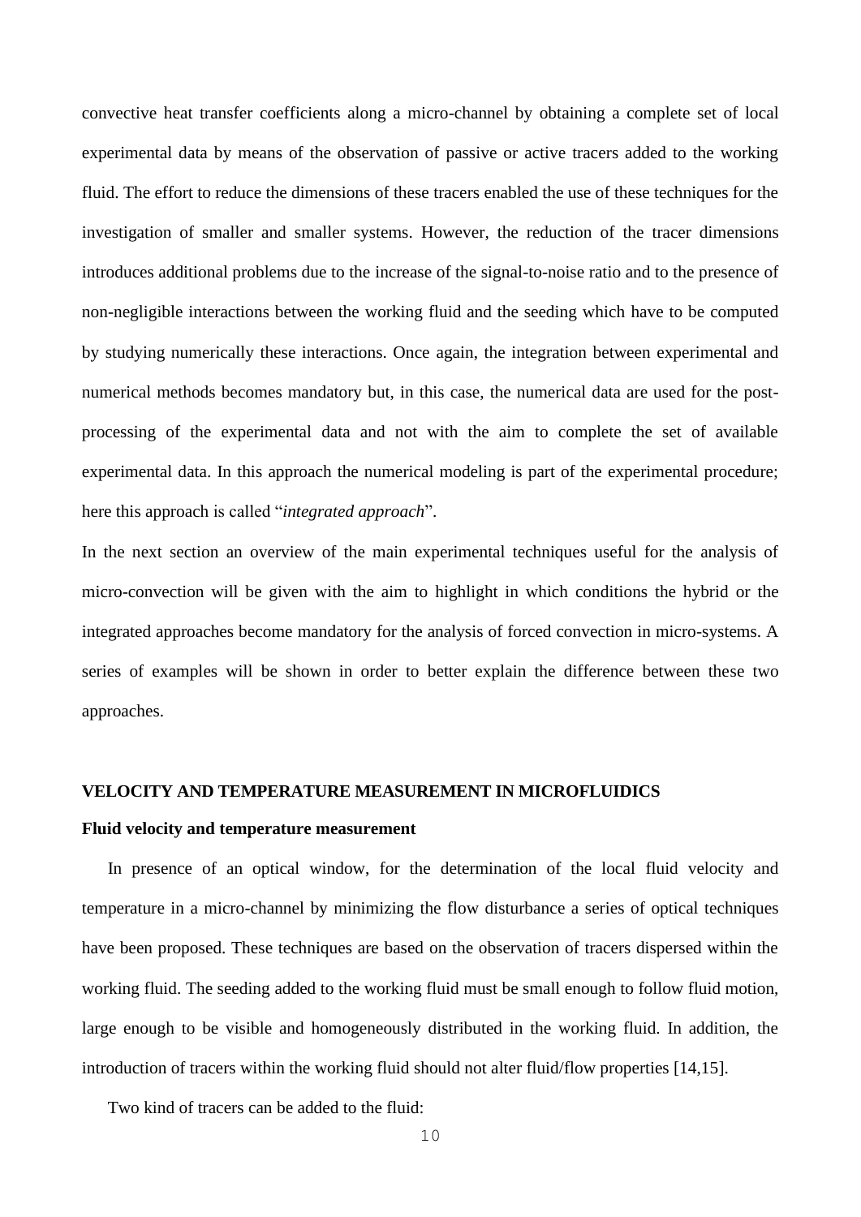convective heat transfer coefficients along a micro-channel by obtaining a complete set of local experimental data by means of the observation of passive or active tracers added to the working fluid. The effort to reduce the dimensions of these tracers enabled the use of these techniques for the investigation of smaller and smaller systems. However, the reduction of the tracer dimensions introduces additional problems due to the increase of the signal-to-noise ratio and to the presence of non-negligible interactions between the working fluid and the seeding which have to be computed by studying numerically these interactions. Once again, the integration between experimental and numerical methods becomes mandatory but, in this case, the numerical data are used for the post-processing of the experimental data and not with the aim to complete the set of available experimental data. In this approach the numerical modeling is part of the experimental procedure; here this approach is called "*integrated approach*".

In the next section an overview of the main experimental techniques useful for the analysis of micro-convection will be given with the aim to highlight in which conditions the hybrid or the integrated approaches become mandatory for the analysis of forced convection in micro-systems. A series of examples will be shown in order to better explain the difference between these two approaches.

## VELOCITY AND TEMPERATURE MEASUREMENT IN MICROFLUIDICS

### Fluid velocity and temperature measurement

In presence of an optical window, for the determination of the local fluid velocity and temperature in a micro-channel by minimizing the flow disturbance a series of optical techniques have been proposed. These techniques are based on the observation of tracers dispersed within the working fluid. The seeding added to the working fluid must be small enough to follow fluid motion, large enough to be visible and homogeneously distributed in the working fluid. In addition, the introduction of tracers within the working fluid should not alter fluid/flow properties [14,15].

Two kind of tracers can be added to the fluid: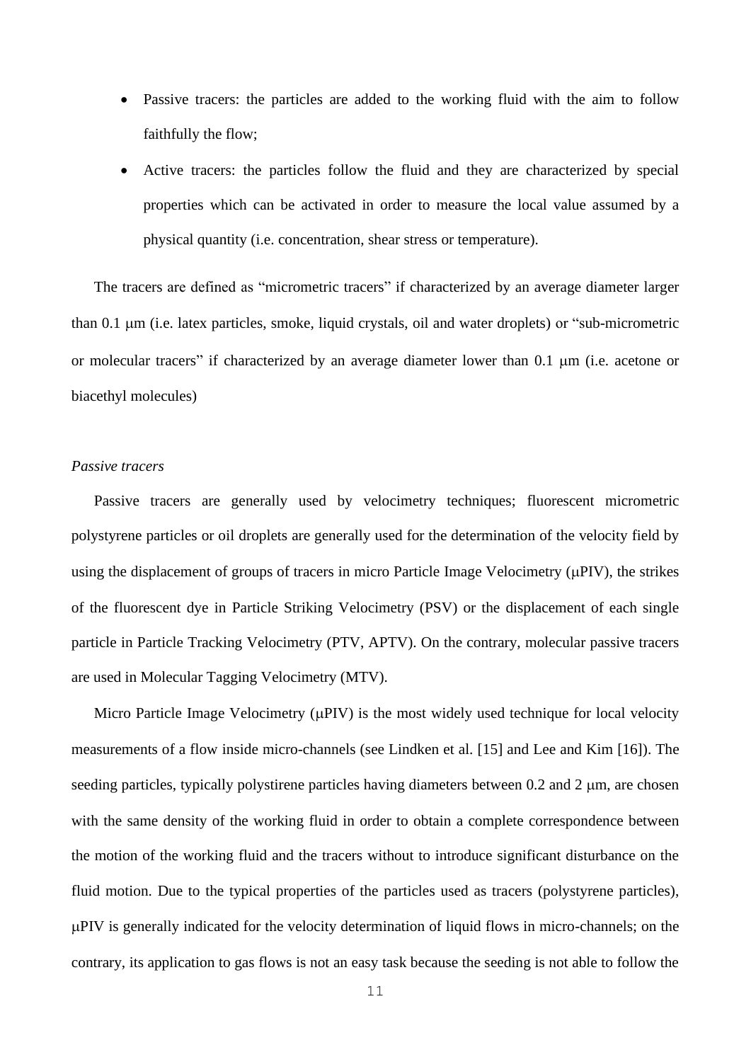- Passive tracers: the particles are added to the working fluid with the aim to follow faithfully the flow;
- Active tracers: the particles follow the fluid and they are characterized by special properties which can be activated in order to measure the local value assumed by a physical quantity (i.e. concentration, shear stress or temperature).

The tracers are defined as "micrometric tracers" if characterized by an average diameter larger than 0.1 μm (i.e. latex particles, smoke, liquid crystals, oil and water droplets) or "sub-micrometric or molecular tracers" if characterized by an average diameter lower than 0.1 μm (i.e. acetone or biacethyl molecules)

*Passive tracers*

Passive tracers are generally used by velocimetry techniques; fluorescent micrometric polystyrene particles or oil droplets are generally used for the determination of the velocity field by using the displacement of groups of tracers in micro Particle Image Velocimetry (μPIV), the strikes of the fluorescent dye in Particle Striking Velocimetry (PSV) or the displacement of each single particle in Particle Tracking Velocimetry (PTV, APTV). On the contrary, molecular passive tracers are used in Molecular Tagging Velocimetry (MTV).

Micro Particle Image Velocimetry (μPIV) is the most widely used technique for local velocity measurements of a flow inside micro-channels (see Lindken et al. [15] and Lee and Kim [16]). The seeding particles, typically polystirene particles having diameters between 0.2 and 2 μm, are chosen with the same density of the working fluid in order to obtain a complete correspondence between the motion of the working fluid and the tracers without to introduce significant disturbance on the fluid motion. Due to the typical properties of the particles used as tracers (polystyrene particles), μPIV is generally indicated for the velocity determination of liquid flows in micro-channels; on the contrary, its application to gas flows is not an easy task because the seeding is not able to follow the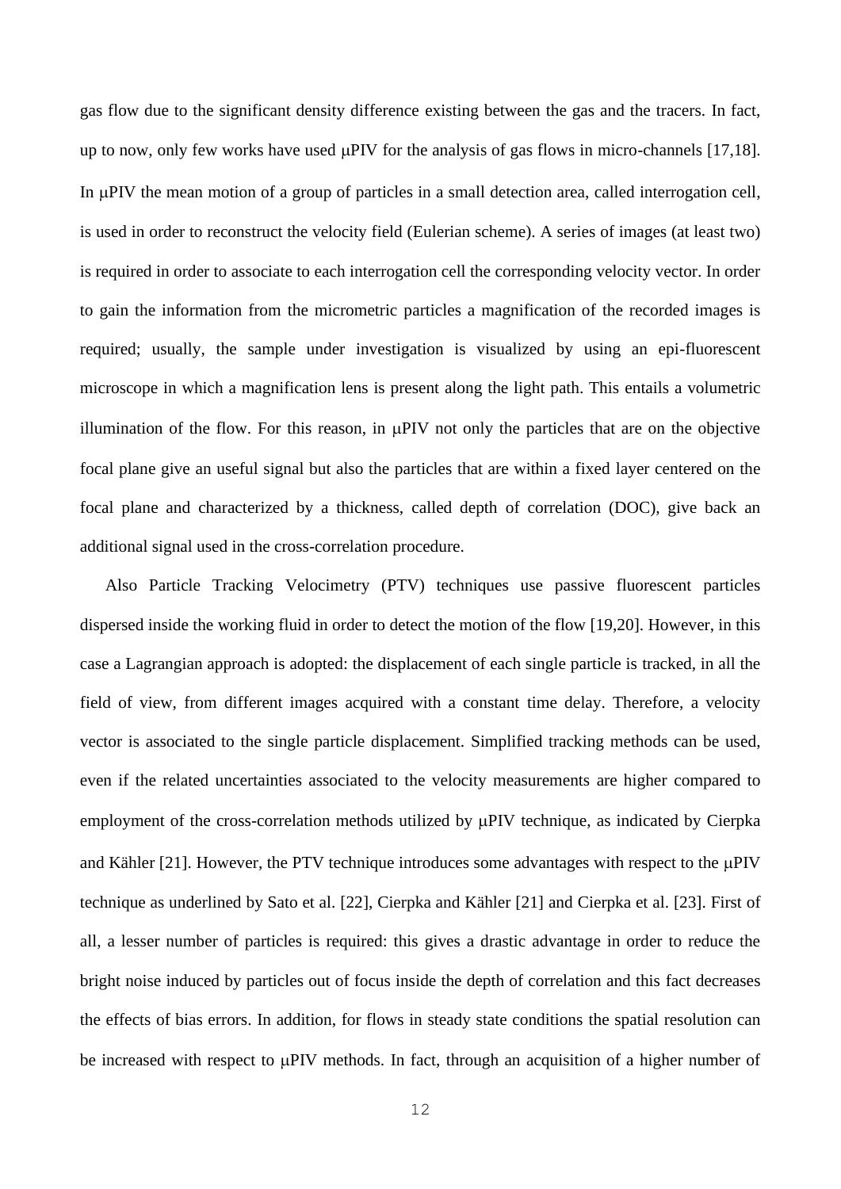gas flow due to the significant density difference existing between the gas and the tracers. In fact, up to now, only few works have used μPIV for the analysis of gas flows in micro-channels [17,18]. In μPIV the mean motion of a group of particles in a small detection area, called interrogation cell, is used in order to reconstruct the velocity field (Eulerian scheme). A series of images (at least two) is required in order to associate to each interrogation cell the corresponding velocity vector. In order to gain the information from the micrometric particles a magnification of the recorded images is required; usually, the sample under investigation is visualized by using an epi-fluorescent microscope in which a magnification lens is present along the light path. This entails a volumetric illumination of the flow. For this reason, in μPIV not only the particles that are on the objective focal plane give an useful signal but also the particles that are within a fixed layer centered on the focal plane and characterized by a thickness, called depth of correlation (DOC), give back an additional signal used in the cross-correlation procedure.

Also Particle Tracking Velocimetry (PTV) techniques use passive fluorescent particles dispersed inside the working fluid in order to detect the motion of the flow [19,20]. However, in this case a Lagrangian approach is adopted: the displacement of each single particle is tracked, in all the field of view, from different images acquired with a constant time delay. Therefore, a velocity vector is associated to the single particle displacement. Simplified tracking methods can be used, even if the related uncertainties associated to the velocity measurements are higher compared to employment of the cross-correlation methods utilized by μPIV technique, as indicated by Cierpka and Kähler [21]. However, the PTV technique introduces some advantages with respect to the μPIV technique as underlined by Sato et al. [22], Cierpka and Kähler [21] and Cierpka et al. [23]. First of all, a lesser number of particles is required: this gives a drastic advantage in order to reduce the bright noise induced by particles out of focus inside the depth of correlation and this fact decreases the effects of bias errors. In addition, for flows in steady state conditions the spatial resolution can be increased with respect to μPIV methods. In fact, through an acquisition of a higher number of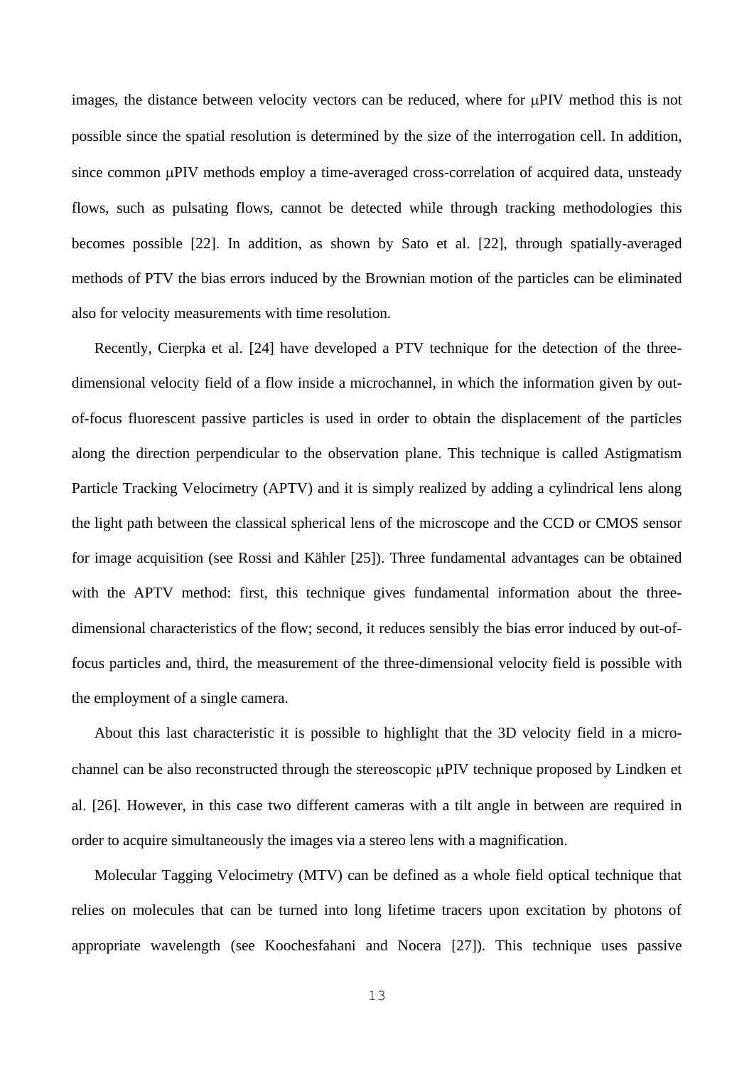images, the distance between velocity vectors can be reduced, where for μPIV method this is not possible since the spatial resolution is determined by the size of the interrogation cell. In addition, since common μPIV methods employ a time-averaged cross-correlation of acquired data, unsteady flows, such as pulsating flows, cannot be detected while through tracking methodologies this becomes possible [22]. In addition, as shown by Sato et al. [22], through spatially-averaged methods of PTV the bias errors induced by the Brownian motion of the particles can be eliminated also for velocity measurements with time resolution.

Recently, Cierpka et al. [24] have developed a PTV technique for the detection of the three-dimensional velocity field of a flow inside a microchannel, in which the information given by out-of-focus fluorescent passive particles is used in order to obtain the displacement of the particles along the direction perpendicular to the observation plane. This technique is called Astigmatism Particle Tracking Velocimetry (APTV) and it is simply realized by adding a cylindrical lens along the light path between the classical spherical lens of the microscope and the CCD or CMOS sensor for image acquisition (see Rossi and Kähler [25]). Three fundamental advantages can be obtained with the APTV method: first, this technique gives fundamental information about the three-dimensional characteristics of the flow; second, it reduces sensibly the bias error induced by out-of-focus particles and, third, the measurement of the three-dimensional velocity field is possible with the employment of a single camera.

About this last characteristic it is possible to highlight that the 3D velocity field in a micro-channel can be also reconstructed through the stereoscopic μPIV technique proposed by Lindken et al. [26]. However, in this case two different cameras with a tilt angle in between are required in order to acquire simultaneously the images via a stereo lens with a magnification.

Molecular Tagging Velocimetry (MTV) can be defined as a whole field optical technique that relies on molecules that can be turned into long lifetime tracers upon excitation by photons of appropriate wavelength (see Koochesfahani and Nocera [27]). This technique uses passive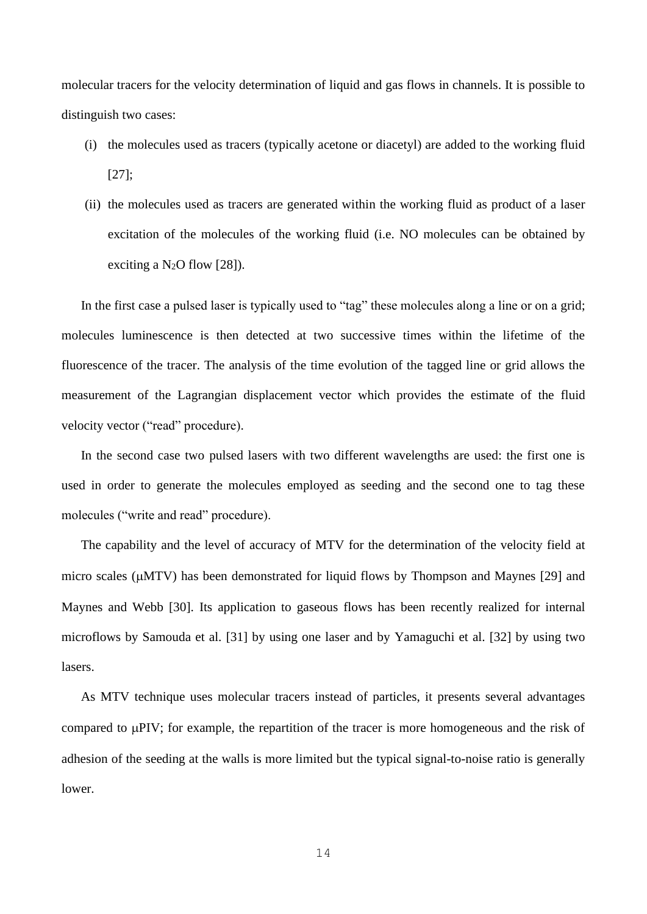molecular tracers for the velocity determination of liquid and gas flows in channels. It is possible to distinguish two cases:

(i) the molecules used as tracers (typically acetone or diacetyl) are added to the working fluid [27];

(ii) the molecules used as tracers are generated within the working fluid as product of a laser excitation of the molecules of the working fluid (i.e. NO molecules can be obtained by exciting a $N_2O$ flow [28]).

In the first case a pulsed laser is typically used to "tag" these molecules along a line or on a grid; molecules luminescence is then detected at two successive times within the lifetime of the fluorescence of the tracer. The analysis of the time evolution of the tagged line or grid allows the measurement of the Lagrangian displacement vector which provides the estimate of the fluid velocity vector ("read" procedure).

In the second case two pulsed lasers with two different wavelengths are used: the first one is used in order to generate the molecules employed as seeding and the second one to tag these molecules ("write and read" procedure).

The capability and the level of accuracy of MTV for the determination of the velocity field at micro scales (μMTV) has been demonstrated for liquid flows by Thompson and Maynes [29] and Maynes and Webb [30]. Its application to gaseous flows has been recently realized for internal microflows by Samouda et al. [31] by using one laser and by Yamaguchi et al. [32] by using two lasers.

As MTV technique uses molecular tracers instead of particles, it presents several advantages compared to μPIV; for example, the repartition of the tracer is more homogeneous and the risk of adhesion of the seeding at the walls is more limited but the typical signal-to-noise ratio is generally lower.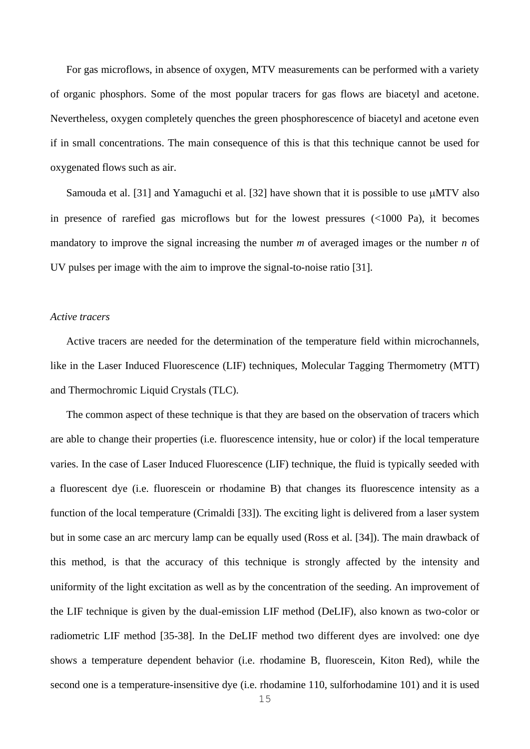For gas microflows, in absence of oxygen, MTV measurements can be performed with a variety of organic phosphors. Some of the most popular tracers for gas flows are biacetyl and acetone. Nevertheless, oxygen completely quenches the green phosphorescence of biacetyl and acetone even if in small concentrations. The main consequence of this is that this technique cannot be used for oxygenated flows such as air.

Samouda et al. [31] and Yamaguchi et al. [32] have shown that it is possible to use μMTV also in presence of rarefied gas microflows but for the lowest pressures (<1000 Pa), it becomes mandatory to improve the signal increasing the number *m* of averaged images or the number *n* of UV pulses per image with the aim to improve the signal-to-noise ratio [31].

*Active tracers*

Active tracers are needed for the determination of the temperature field within microchannels, like in the Laser Induced Fluorescence (LIF) techniques, Molecular Tagging Thermometry (MTT) and Thermochromic Liquid Crystals (TLC).

The common aspect of these technique is that they are based on the observation of tracers which are able to change their properties (i.e. fluorescence intensity, hue or color) if the local temperature varies. In the case of Laser Induced Fluorescence (LIF) technique, the fluid is typically seeded with a fluorescent dye (i.e. fluorescein or rhodamine B) that changes its fluorescence intensity as a function of the local temperature (Crimaldi [33]). The exciting light is delivered from a laser system but in some case an arc mercury lamp can be equally used (Ross et al. [34]). The main drawback of this method, is that the accuracy of this technique is strongly affected by the intensity and uniformity of the light excitation as well as by the concentration of the seeding. An improvement of the LIF technique is given by the dual-emission LIF method (DeLIF), also known as two-color or radiometric LIF method [35-38]. In the DeLIF method two different dyes are involved: one dye shows a temperature dependent behavior (i.e. rhodamine B, fluorescein, Kiton Red), while the second one is a temperature-insensitive dye (i.e. rhodamine 110, sulforhodamine 101) and it is used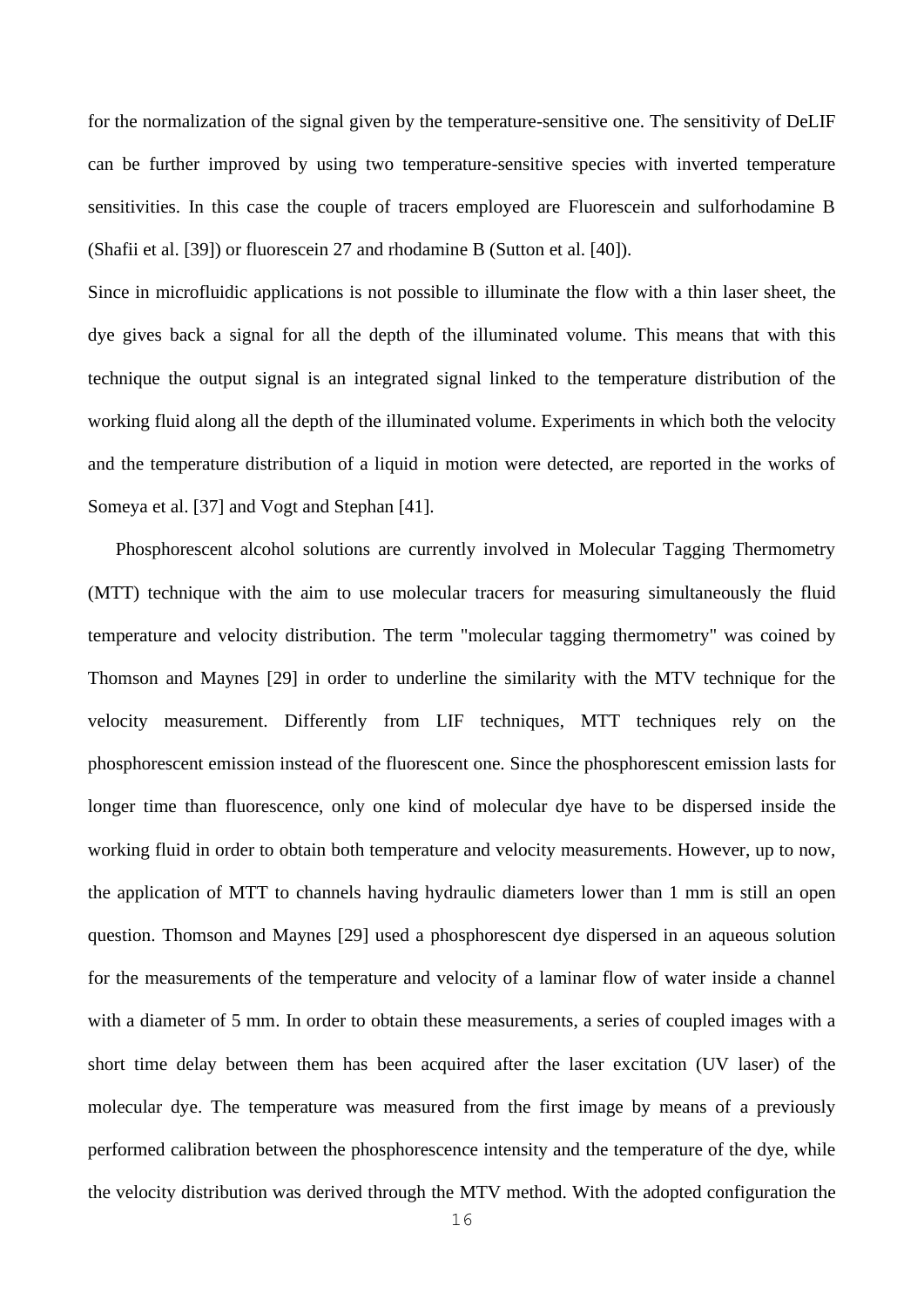for the normalization of the signal given by the temperature-sensitive one. The sensitivity of DeLIF can be further improved by using two temperature-sensitive species with inverted temperature sensitivities. In this case the couple of tracers employed are Fluorescein and sulforhodamine B (Shafii et al. [39]) or fluorescein 27 and rhodamine B (Sutton et al. [40]).

Since in microfluidic applications is not possible to illuminate the flow with a thin laser sheet, the dye gives back a signal for all the depth of the illuminated volume. This means that with this technique the output signal is an integrated signal linked to the temperature distribution of the working fluid along all the depth of the illuminated volume. Experiments in which both the velocity and the temperature distribution of a liquid in motion were detected, are reported in the works of Someya et al. [37] and Vogt and Stephan [41].

Phosphorescent alcohol solutions are currently involved in Molecular Tagging Thermometry (MTT) technique with the aim to use molecular tracers for measuring simultaneously the fluid temperature and velocity distribution. The term "molecular tagging thermometry" was coined by Thomson and Maynes [29] in order to underline the similarity with the MTV technique for the velocity measurement. Differently from LIF techniques, MTT techniques rely on the phosphorescent emission instead of the fluorescent one. Since the phosphorescent emission lasts for longer time than fluorescence, only one kind of molecular dye have to be dispersed inside the working fluid in order to obtain both temperature and velocity measurements. However, up to now, the application of MTT to channels having hydraulic diameters lower than 1 mm is still an open question. Thomson and Maynes [29] used a phosphorescent dye dispersed in an aqueous solution for the measurements of the temperature and velocity of a laminar flow of water inside a channel with a diameter of 5 mm. In order to obtain these measurements, a series of coupled images with a short time delay between them has been acquired after the laser excitation (UV laser) of the molecular dye. The temperature was measured from the first image by means of a previously performed calibration between the phosphorescence intensity and the temperature of the dye, while the velocity distribution was derived through the MTV method. With the adopted configuration the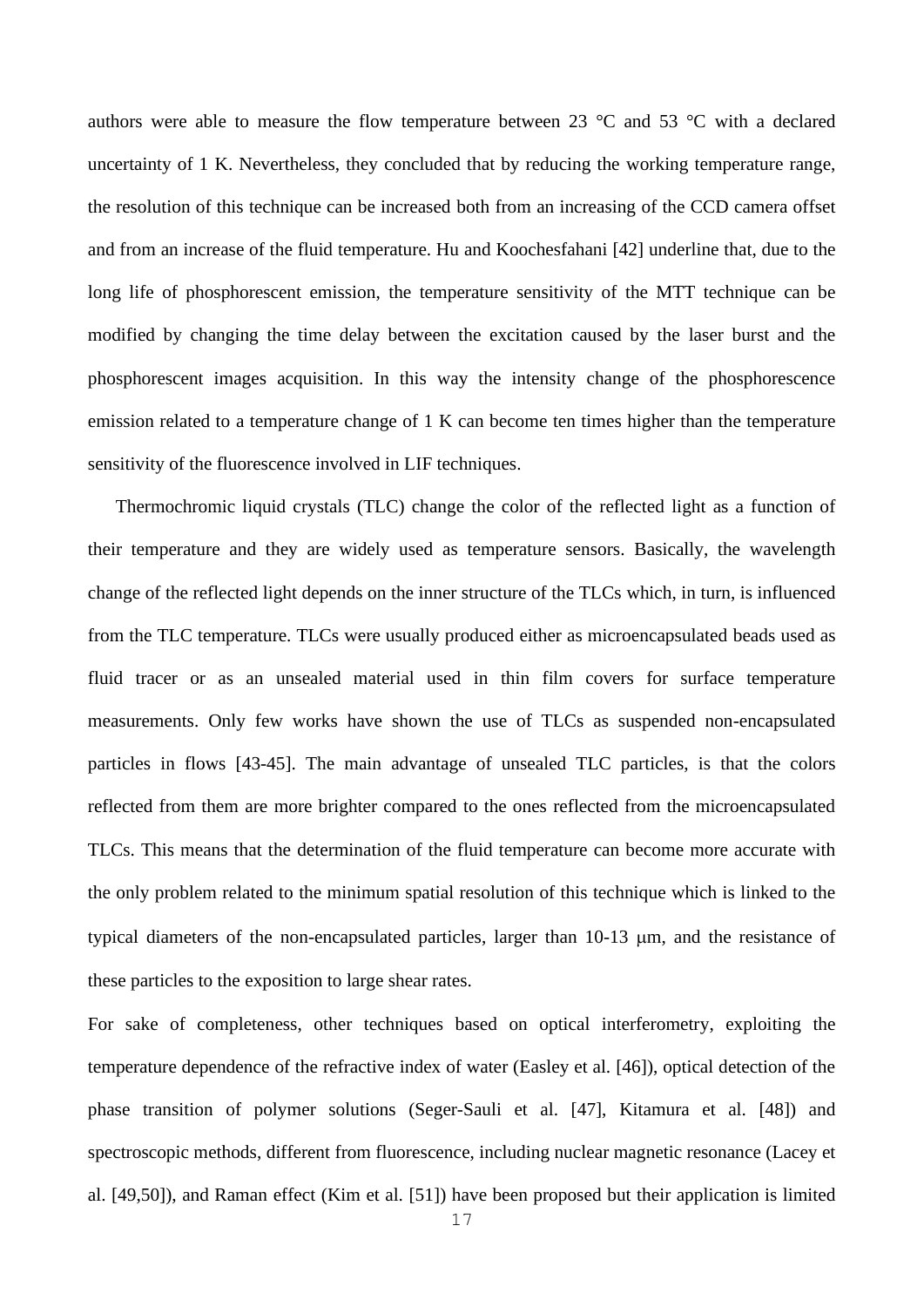authors were able to measure the flow temperature between 23 °C and 53 °C with a declared uncertainty of 1 K. Nevertheless, they concluded that by reducing the working temperature range, the resolution of this technique can be increased both from an increasing of the CCD camera offset and from an increase of the fluid temperature. Hu and Koochesfahani [42] underline that, due to the long life of phosphorescent emission, the temperature sensitivity of the MTT technique can be modified by changing the time delay between the excitation caused by the laser burst and the phosphorescent images acquisition. In this way the intensity change of the phosphorescence emission related to a temperature change of 1 K can become ten times higher than the temperature sensitivity of the fluorescence involved in LIF techniques.

Thermochromic liquid crystals (TLC) change the color of the reflected light as a function of their temperature and they are widely used as temperature sensors. Basically, the wavelength change of the reflected light depends on the inner structure of the TLCs which, in turn, is influenced from the TLC temperature. TLCs were usually produced either as microencapsulated beads used as fluid tracer or as an unsealed material used in thin film covers for surface temperature measurements. Only few works have shown the use of TLCs as suspended non-encapsulated particles in flows [43-45]. The main advantage of unsealed TLC particles, is that the colors reflected from them are more brighter compared to the ones reflected from the microencapsulated TLCs. This means that the determination of the fluid temperature can become more accurate with the only problem related to the minimum spatial resolution of this technique which is linked to the typical diameters of the non-encapsulated particles, larger than 10-13 μm, and the resistance of these particles to the exposition to large shear rates.

For sake of completeness, other techniques based on optical interferometry, exploiting the temperature dependence of the refractive index of water (Easley et al. [46]), optical detection of the phase transition of polymer solutions (Seger-Sauli et al. [47], Kitamura et al. [48]) and spectroscopic methods, different from fluorescence, including nuclear magnetic resonance (Lacey et al. [49,50]), and Raman effect (Kim et al. [51]) have been proposed but their application is limited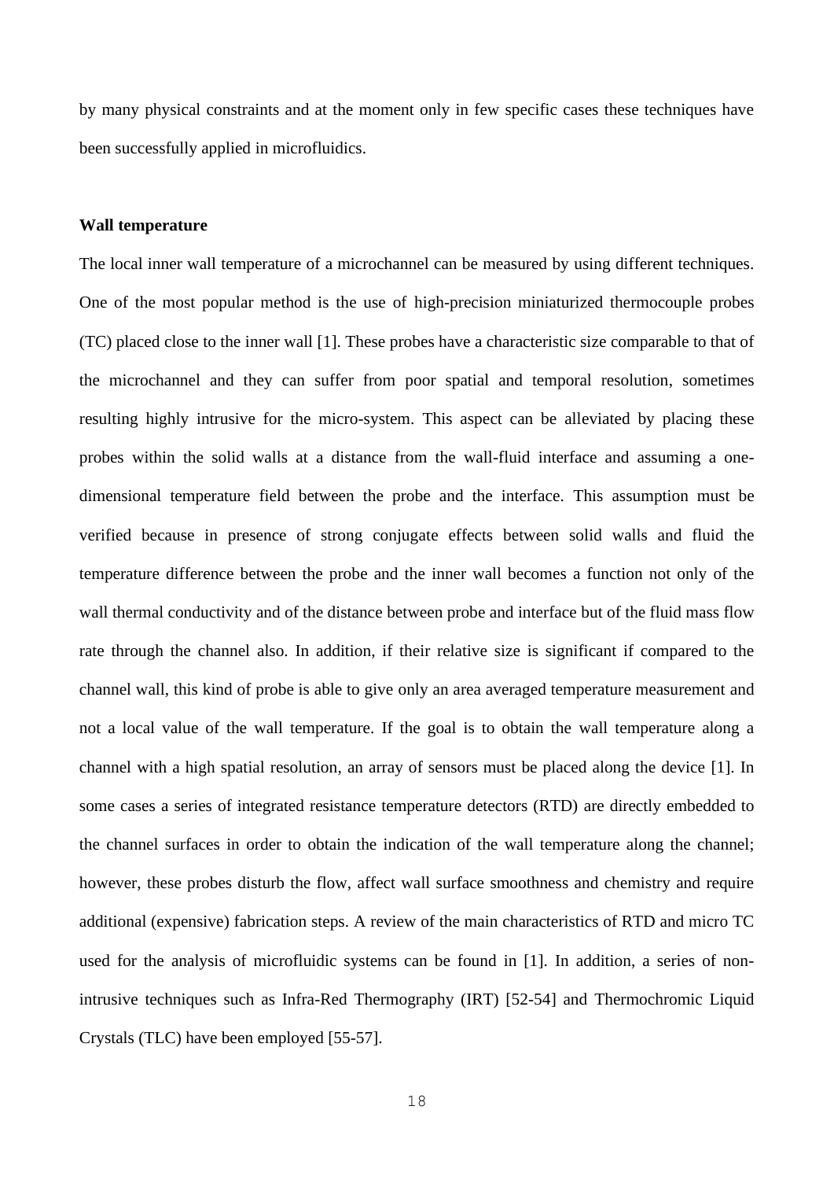by many physical constraints and at the moment only in few specific cases these techniques have been successfully applied in microfluidics.

**Wall temperature**

The local inner wall temperature of a microchannel can be measured by using different techniques. One of the most popular method is the use of high-precision miniaturized thermocouple probes (TC) placed close to the inner wall [1]. These probes have a characteristic size comparable to that of the microchannel and they can suffer from poor spatial and temporal resolution, sometimes resulting highly intrusive for the micro-system. This aspect can be alleviated by placing these probes within the solid walls at a distance from the wall-fluid interface and assuming a one-dimensional temperature field between the probe and the interface. This assumption must be verified because in presence of strong conjugate effects between solid walls and fluid the temperature difference between the probe and the inner wall becomes a function not only of the wall thermal conductivity and of the distance between probe and interface but of the fluid mass flow rate through the channel also. In addition, if their relative size is significant if compared to the channel wall, this kind of probe is able to give only an area averaged temperature measurement and not a local value of the wall temperature. If the goal is to obtain the wall temperature along a channel with a high spatial resolution, an array of sensors must be placed along the device [1]. In some cases a series of integrated resistance temperature detectors (RTD) are directly embedded to the channel surfaces in order to obtain the indication of the wall temperature along the channel; however, these probes disturb the flow, affect wall surface smoothness and chemistry and require additional (expensive) fabrication steps. A review of the main characteristics of RTD and micro TC used for the analysis of microfluidic systems can be found in [1]. In addition, a series of non-intrusive techniques such as Infra-Red Thermography (IRT) [52-54] and Thermochromic Liquid Crystals (TLC) have been employed [55-57].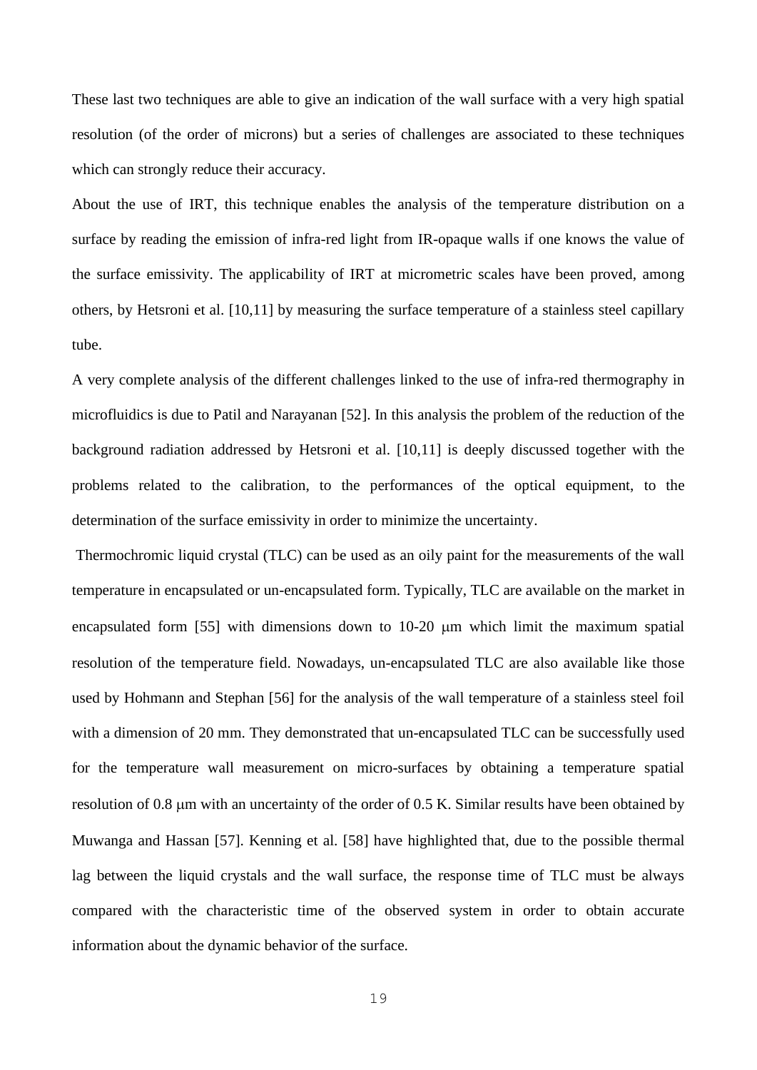These last two techniques are able to give an indication of the wall surface with a very high spatial resolution (of the order of microns) but a series of challenges are associated to these techniques which can strongly reduce their accuracy.

About the use of IRT, this technique enables the analysis of the temperature distribution on a surface by reading the emission of infra-red light from IR-opaque walls if one knows the value of the surface emissivity. The applicability of IRT at micrometric scales have been proved, among others, by Hetsroni et al. [10,11] by measuring the surface temperature of a stainless steel capillary tube.

A very complete analysis of the different challenges linked to the use of infra-red thermography in microfluidics is due to Patil and Narayanan [52]. In this analysis the problem of the reduction of the background radiation addressed by Hetsroni et al. [10,11] is deeply discussed together with the problems related to the calibration, to the performances of the optical equipment, to the determination of the surface emissivity in order to minimize the uncertainty.

Thermochromic liquid crystal (TLC) can be used as an oily paint for the measurements of the wall temperature in encapsulated or un-encapsulated form. Typically, TLC are available on the market in encapsulated form [55] with dimensions down to 10-20 μm which limit the maximum spatial resolution of the temperature field. Nowadays, un-encapsulated TLC are also available like those used by Hohmann and Stephan [56] for the analysis of the wall temperature of a stainless steel foil with a dimension of 20 mm. They demonstrated that un-encapsulated TLC can be successfully used for the temperature wall measurement on micro-surfaces by obtaining a temperature spatial resolution of 0.8 μm with an uncertainty of the order of 0.5 K. Similar results have been obtained by Muwanga and Hassan [57]. Kenning et al. [58] have highlighted that, due to the possible thermal lag between the liquid crystals and the wall surface, the response time of TLC must be always compared with the characteristic time of the observed system in order to obtain accurate information about the dynamic behavior of the surface.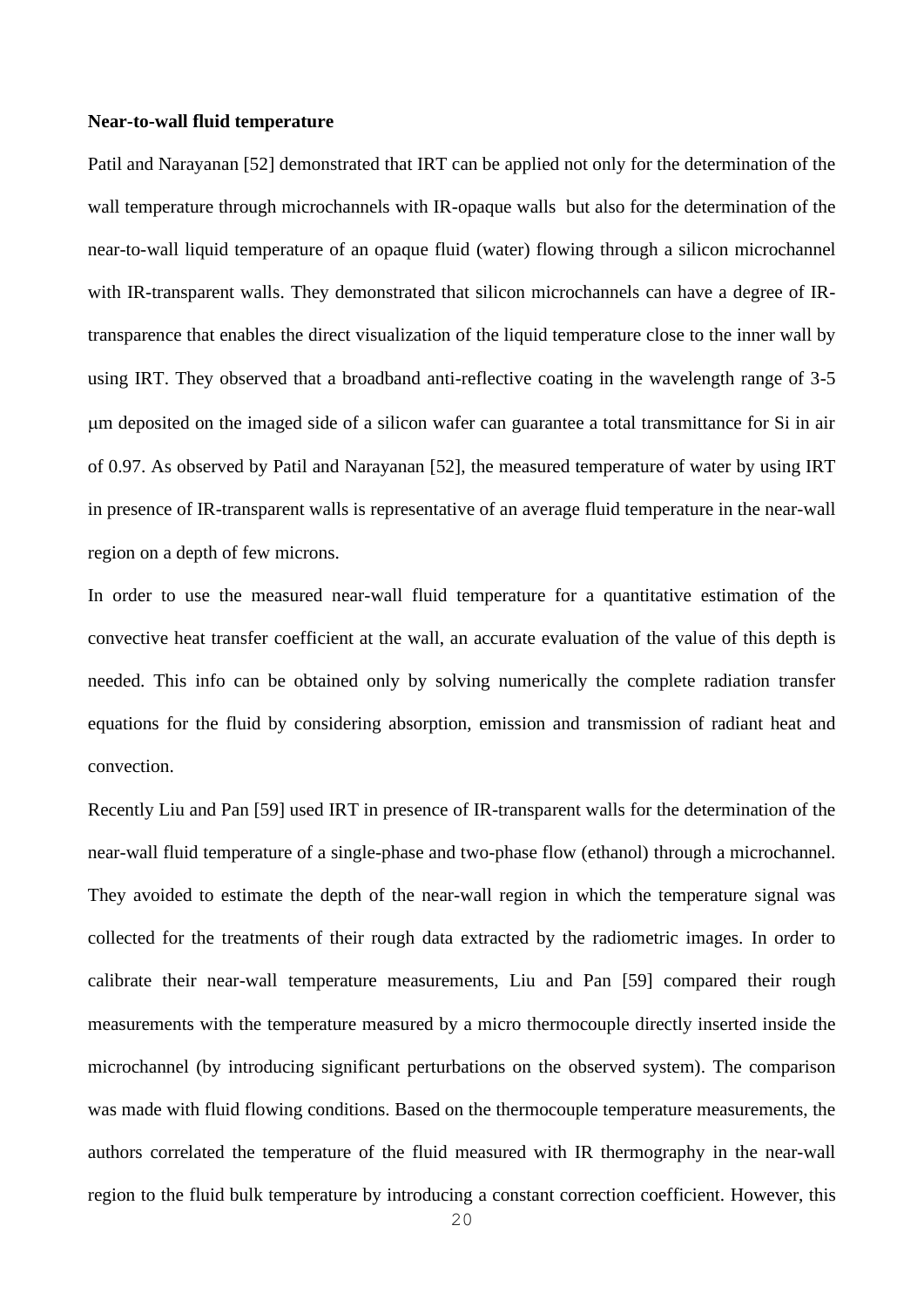**Near-to-wall fluid temperature**

Patil and Narayanan [52] demonstrated that IRT can be applied not only for the determination of the wall temperature through microchannels with IR-opaque walls but also for the determination of the near-to-wall liquid temperature of an opaque fluid (water) flowing through a silicon microchannel with IR-transparent walls. They demonstrated that silicon microchannels can have a degree of IR-transparence that enables the direct visualization of the liquid temperature close to the inner wall by using IRT. They observed that a broadband anti-reflective coating in the wavelength range of 3-5 μm deposited on the imaged side of a silicon wafer can guarantee a total transmittance for Si in air of 0.97. As observed by Patil and Narayanan [52], the measured temperature of water by using IRT in presence of IR-transparent walls is representative of an average fluid temperature in the near-wall region on a depth of few microns.

In order to use the measured near-wall fluid temperature for a quantitative estimation of the convective heat transfer coefficient at the wall, an accurate evaluation of the value of this depth is needed. This info can be obtained only by solving numerically the complete radiation transfer equations for the fluid by considering absorption, emission and transmission of radiant heat and convection.

Recently Liu and Pan [59] used IRT in presence of IR-transparent walls for the determination of the near-wall fluid temperature of a single-phase and two-phase flow (ethanol) through a microchannel. They avoided to estimate the depth of the near-wall region in which the temperature signal was collected for the treatments of their rough data extracted by the radiometric images. In order to calibrate their near-wall temperature measurements, Liu and Pan [59] compared their rough measurements with the temperature measured by a micro thermocouple directly inserted inside the microchannel (by introducing significant perturbations on the observed system). The comparison was made with fluid flowing conditions. Based on the thermocouple temperature measurements, the authors correlated the temperature of the fluid measured with IR thermography in the near-wall region to the fluid bulk temperature by introducing a constant correction coefficient. However, this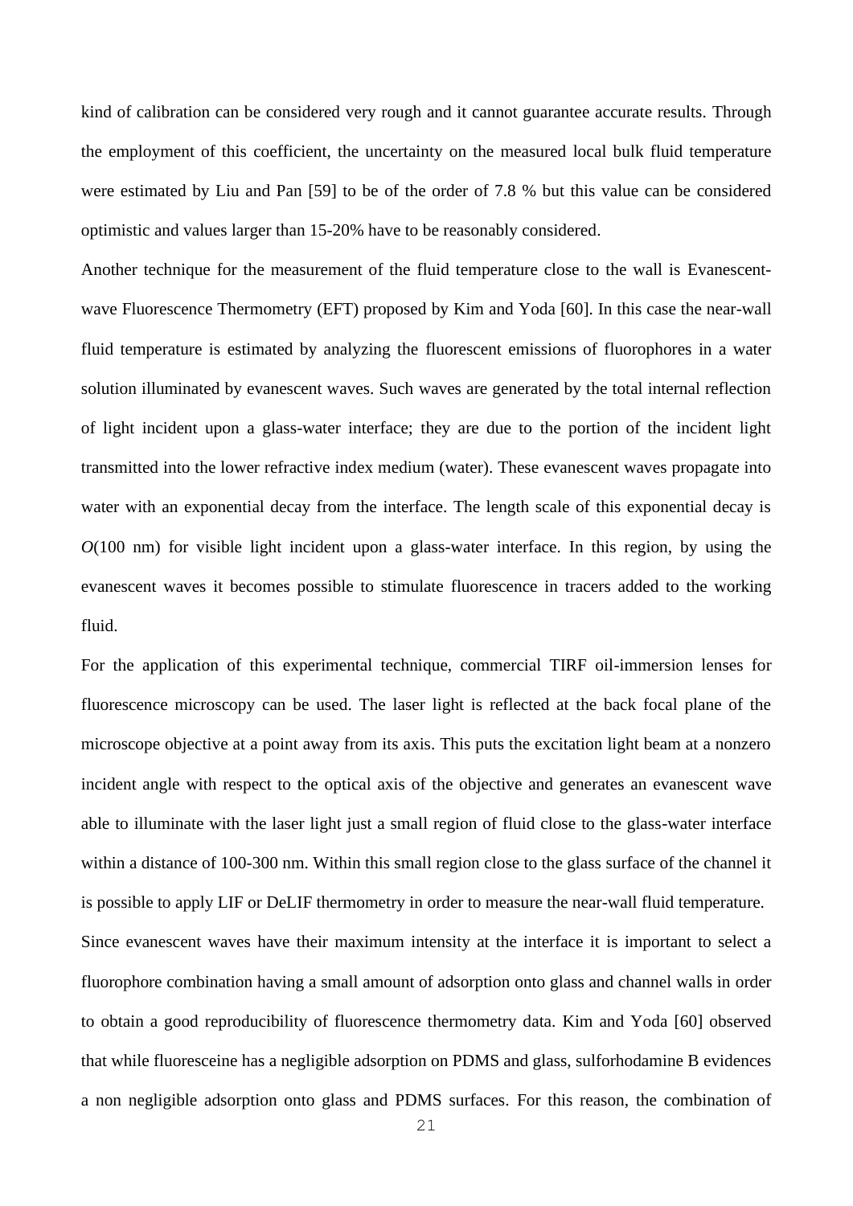kind of calibration can be considered very rough and it cannot guarantee accurate results. Through the employment of this coefficient, the uncertainty on the measured local bulk fluid temperature were estimated by Liu and Pan [59] to be of the order of 7.8 % but this value can be considered optimistic and values larger than 15-20% have to be reasonably considered.

Another technique for the measurement of the fluid temperature close to the wall is Evanescent-wave Fluorescence Thermometry (EFT) proposed by Kim and Yoda [60]. In this case the near-wall fluid temperature is estimated by analyzing the fluorescent emissions of fluorophores in a water solution illuminated by evanescent waves. Such waves are generated by the total internal reflection of light incident upon a glass-water interface; they are due to the portion of the incident light transmitted into the lower refractive index medium (water). These evanescent waves propagate into water with an exponential decay from the interface. The length scale of this exponential decay is $O$(100 nm) for visible light incident upon a glass-water interface. In this region, by using the evanescent waves it becomes possible to stimulate fluorescence in tracers added to the working fluid.

For the application of this experimental technique, commercial TIRF oil-immersion lenses for fluorescence microscopy can be used. The laser light is reflected at the back focal plane of the microscope objective at a point away from its axis. This puts the excitation light beam at a nonzero incident angle with respect to the optical axis of the objective and generates an evanescent wave able to illuminate with the laser light just a small region of fluid close to the glass-water interface within a distance of 100-300 nm. Within this small region close to the glass surface of the channel it is possible to apply LIF or DeLIF thermometry in order to measure the near-wall fluid temperature.

Since evanescent waves have their maximum intensity at the interface it is important to select a fluorophore combination having a small amount of adsorption onto glass and channel walls in order to obtain a good reproducibility of fluorescence thermometry data. Kim and Yoda [60] observed that while fluoresceine has a negligible adsorption on PDMS and glass, sulforhodamine B evidences a non negligible adsorption onto glass and PDMS surfaces. For this reason, the combination of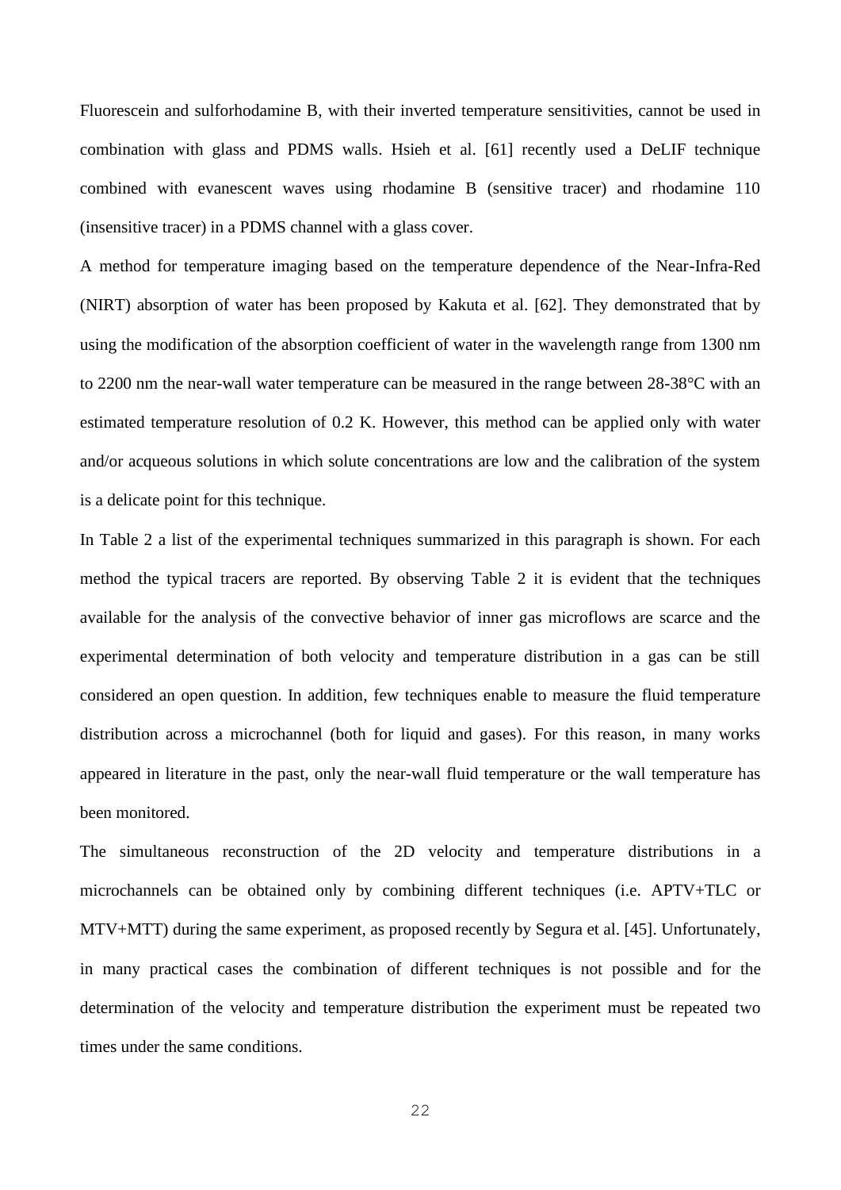Fluorescein and sulforhodamine B, with their inverted temperature sensitivities, cannot be used in combination with glass and PDMS walls. Hsieh et al. [61] recently used a DeLIF technique combined with evanescent waves using rhodamine B (sensitive tracer) and rhodamine 110 (insensitive tracer) in a PDMS channel with a glass cover.

A method for temperature imaging based on the temperature dependence of the Near-Infra-Red (NIRT) absorption of water has been proposed by Kakuta et al. [62]. They demonstrated that by using the modification of the absorption coefficient of water in the wavelength range from 1300 nm to 2200 nm the near-wall water temperature can be measured in the range between 28-38°C with an estimated temperature resolution of 0.2 K. However, this method can be applied only with water and/or acqueous solutions in which solute concentrations are low and the calibration of the system is a delicate point for this technique.

In Table 2 a list of the experimental techniques summarized in this paragraph is shown. For each method the typical tracers are reported. By observing Table 2 it is evident that the techniques available for the analysis of the convective behavior of inner gas microflows are scarce and the experimental determination of both velocity and temperature distribution in a gas can be still considered an open question. In addition, few techniques enable to measure the fluid temperature distribution across a microchannel (both for liquid and gases). For this reason, in many works appeared in literature in the past, only the near-wall fluid temperature or the wall temperature has been monitored.

The simultaneous reconstruction of the 2D velocity and temperature distributions in a microchannels can be obtained only by combining different techniques (i.e. APTV+TLC or MTV+MTT) during the same experiment, as proposed recently by Segura et al. [45]. Unfortunately, in many practical cases the combination of different techniques is not possible and for the determination of the velocity and temperature distribution the experiment must be repeated two times under the same conditions.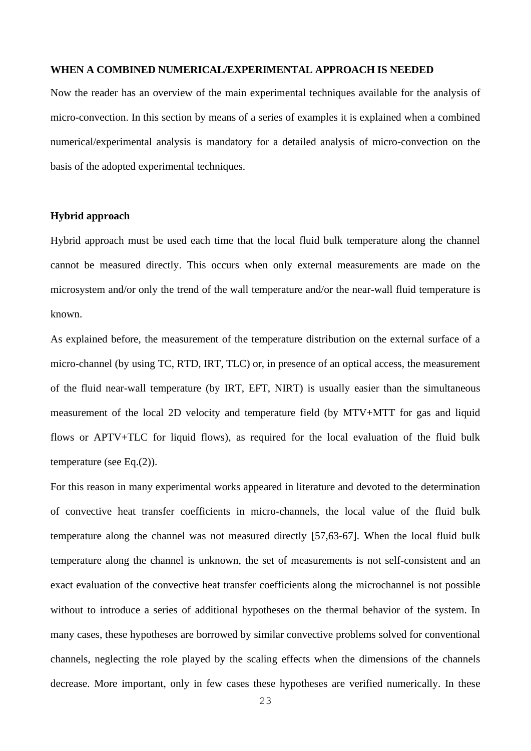**WHEN A COMBINED NUMERICAL/EXPERIMENTAL APPROACH IS NEEDED**

Now the reader has an overview of the main experimental techniques available for the analysis of micro-convection. In this section by means of a series of examples it is explained when a combined numerical/experimental analysis is mandatory for a detailed analysis of micro-convection on the basis of the adopted experimental techniques.

**Hybrid approach**

Hybrid approach must be used each time that the local fluid bulk temperature along the channel cannot be measured directly. This occurs when only external measurements are made on the microsystem and/or only the trend of the wall temperature and/or the near-wall fluid temperature is known.

As explained before, the measurement of the temperature distribution on the external surface of a micro-channel (by using TC, RTD, IRT, TLC) or, in presence of an optical access, the measurement of the fluid near-wall temperature (by IRT, EFT, NIRT) is usually easier than the simultaneous measurement of the local 2D velocity and temperature field (by MTV+MTT for gas and liquid flows or APTV+TLC for liquid flows), as required for the local evaluation of the fluid bulk temperature (see Eq.(2)).

For this reason in many experimental works appeared in literature and devoted to the determination of convective heat transfer coefficients in micro-channels, the local value of the fluid bulk temperature along the channel was not measured directly [57,63-67]. When the local fluid bulk temperature along the channel is unknown, the set of measurements is not self-consistent and an exact evaluation of the convective heat transfer coefficients along the microchannel is not possible without to introduce a series of additional hypotheses on the thermal behavior of the system. In many cases, these hypotheses are borrowed by similar convective problems solved for conventional channels, neglecting the role played by the scaling effects when the dimensions of the channels decrease. More important, only in few cases these hypotheses are verified numerically. In these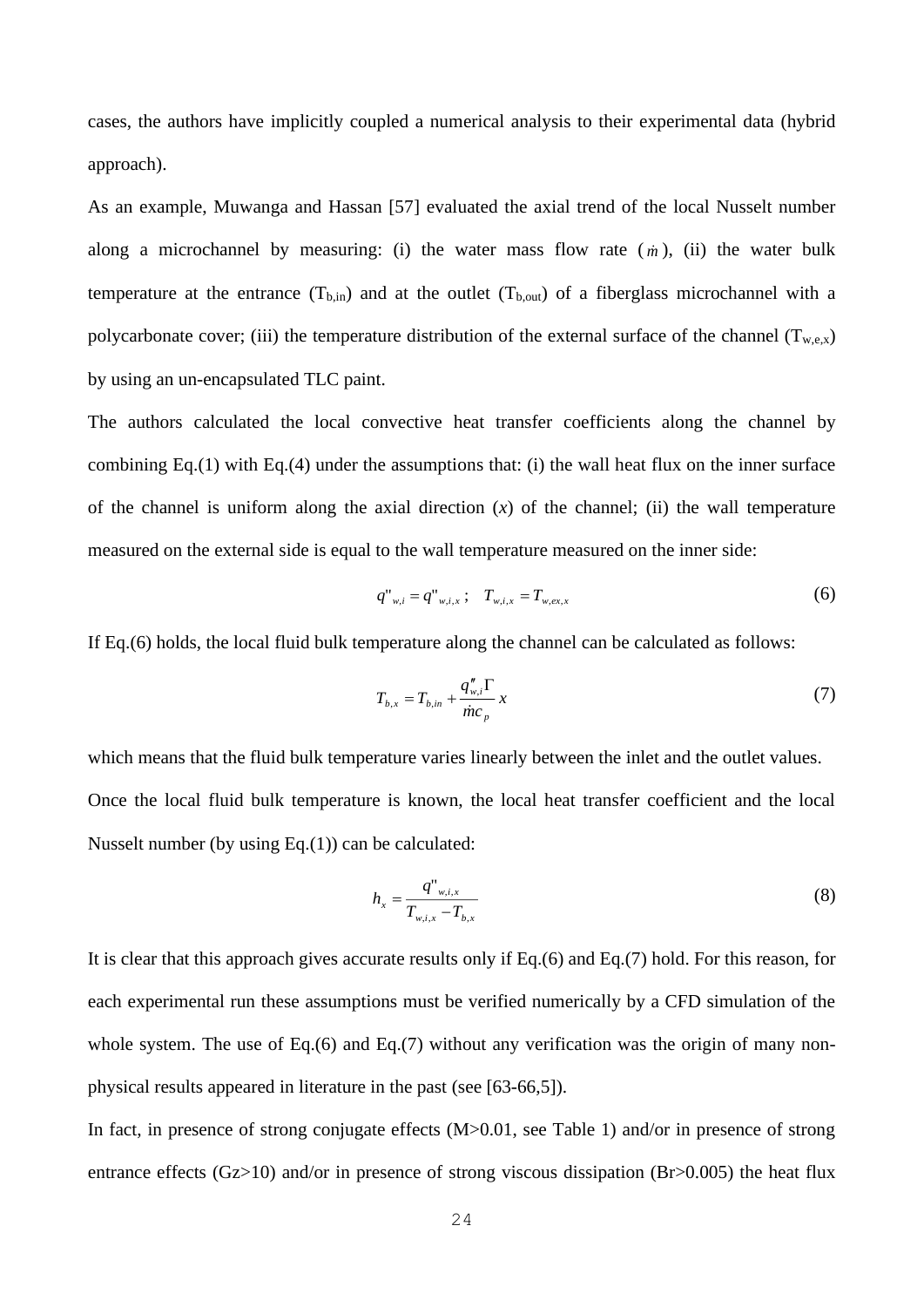cases, the authors have implicitly coupled a numerical analysis to their experimental data (hybrid approach).

As an example, Muwanga and Hassan [57] evaluated the axial trend of the local Nusselt number along a microchannel by measuring: (i) the water mass flow rate ($\dot{m}$), (ii) the water bulk temperature at the entrance ($T_{b,in}$) and at the outlet ($T_{b,out}$) of a fiberglass microchannel with a polycarbonate cover; (iii) the temperature distribution of the external surface of the channel ($T_{w,e,x}$) by using an un-encapsulated TLC paint.

The authors calculated the local convective heat transfer coefficients along the channel by combining Eq.(1) with Eq.(4) under the assumptions that: (i) the wall heat flux on the inner surface of the channel is uniform along the axial direction ($x$) of the channel; (ii) the wall temperature measured on the external side is equal to the wall temperature measured on the inner side:

$$q''_{w,i} = q''_{w,i,x} \; ; \quad T_{w,i,x} = T_{w,ex,x} \tag{6}$$

If Eq.(6) holds, the local fluid bulk temperature along the channel can be calculated as follows:

$$T_{b,x} = T_{b,in} + \frac{q''_{w,i}\Gamma}{\dot{m}c_p}x \tag{7}$$

which means that the fluid bulk temperature varies linearly between the inlet and the outlet values.

Once the local fluid bulk temperature is known, the local heat transfer coefficient and the local Nusselt number (by using Eq.(1)) can be calculated:

$$h_x = \frac{q''_{w,i,x}}{T_{w,i,x} - T_{b,x}} \tag{8}$$

It is clear that this approach gives accurate results only if Eq.(6) and Eq.(7) hold. For this reason, for each experimental run these assumptions must be verified numerically by a CFD simulation of the whole system. The use of Eq.(6) and Eq.(7) without any verification was the origin of many non-physical results appeared in literature in the past (see [63-66,5]).

In fact, in presence of strong conjugate effects (M>0.01, see Table 1) and/or in presence of strong entrance effects (Gz>10) and/or in presence of strong viscous dissipation (Br>0.005) the heat flux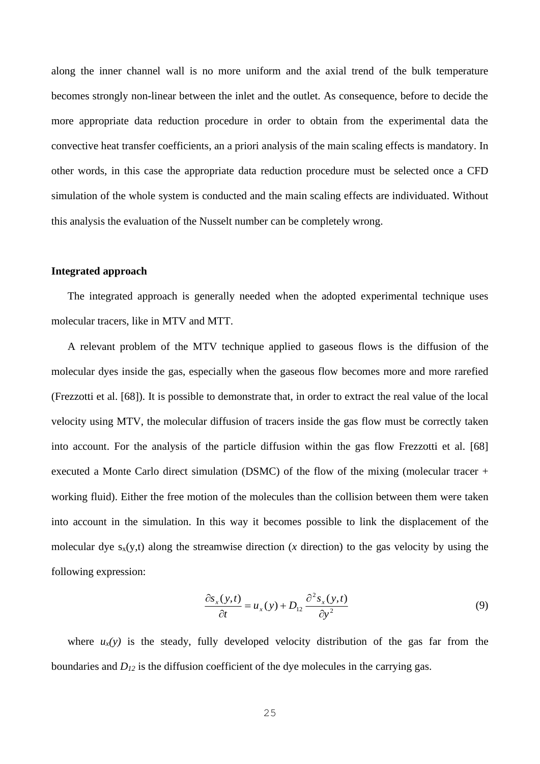along the inner channel wall is no more uniform and the axial trend of the bulk temperature becomes strongly non-linear between the inlet and the outlet. As consequence, before to decide the more appropriate data reduction procedure in order to obtain from the experimental data the convective heat transfer coefficients, an a priori analysis of the main scaling effects is mandatory. In other words, in this case the appropriate data reduction procedure must be selected once a CFD simulation of the whole system is conducted and the main scaling effects are individuated. Without this analysis the evaluation of the Nusselt number can be completely wrong.

**Integrated approach**

The integrated approach is generally needed when the adopted experimental technique uses molecular tracers, like in MTV and MTT.

A relevant problem of the MTV technique applied to gaseous flows is the diffusion of the molecular dyes inside the gas, especially when the gaseous flow becomes more and more rarefied (Frezzotti et al. [68]). It is possible to demonstrate that, in order to extract the real value of the local velocity using MTV, the molecular diffusion of tracers inside the gas flow must be correctly taken into account. For the analysis of the particle diffusion within the gas flow Frezzotti et al. [68] executed a Monte Carlo direct simulation (DSMC) of the flow of the mixing (molecular tracer + working fluid). Either the free motion of the molecules than the collision between them were taken into account in the simulation. In this way it becomes possible to link the displacement of the molecular dye $s_x(y,t)$ along the streamwise direction (*x* direction) to the gas velocity by using the following expression:

$$\frac{\partial s_x(y,t)}{\partial t} = u_x(y) + D_{12} \frac{\partial^2 s_x(y,t)}{\partial y^2} \tag{9}$$

where $u_x(y)$ is the steady, fully developed velocity distribution of the gas far from the boundaries and $D_{12}$ is the diffusion coefficient of the dye molecules in the carrying gas.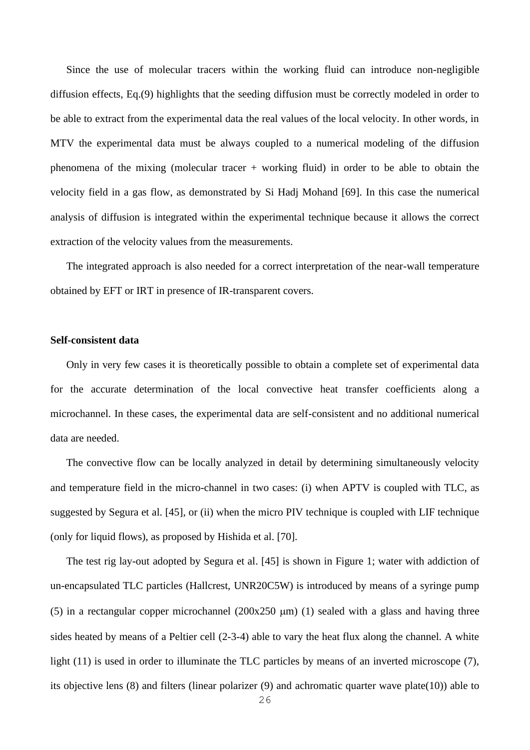Since the use of molecular tracers within the working fluid can introduce non-negligible diffusion effects, Eq.(9) highlights that the seeding diffusion must be correctly modeled in order to be able to extract from the experimental data the real values of the local velocity. In other words, in MTV the experimental data must be always coupled to a numerical modeling of the diffusion phenomena of the mixing (molecular tracer + working fluid) in order to be able to obtain the velocity field in a gas flow, as demonstrated by Si Hadj Mohand [69]. In this case the numerical analysis of diffusion is integrated within the experimental technique because it allows the correct extraction of the velocity values from the measurements.

The integrated approach is also needed for a correct interpretation of the near-wall temperature obtained by EFT or IRT in presence of IR-transparent covers.

**Self-consistent data**

Only in very few cases it is theoretically possible to obtain a complete set of experimental data for the accurate determination of the local convective heat transfer coefficients along a microchannel. In these cases, the experimental data are self-consistent and no additional numerical data are needed.

The convective flow can be locally analyzed in detail by determining simultaneously velocity and temperature field in the micro-channel in two cases: (i) when APTV is coupled with TLC, as suggested by Segura et al. [45], or (ii) when the micro PIV technique is coupled with LIF technique (only for liquid flows), as proposed by Hishida et al. [70].

The test rig lay-out adopted by Segura et al. [45] is shown in Figure 1; water with addiction of un-encapsulated TLC particles (Hallcrest, UNR20C5W) is introduced by means of a syringe pump (5) in a rectangular copper microchannel (200x250 μm) (1) sealed with a glass and having three sides heated by means of a Peltier cell (2-3-4) able to vary the heat flux along the channel. A white light (11) is used in order to illuminate the TLC particles by means of an inverted microscope (7), its objective lens (8) and filters (linear polarizer (9) and achromatic quarter wave plate(10)) able to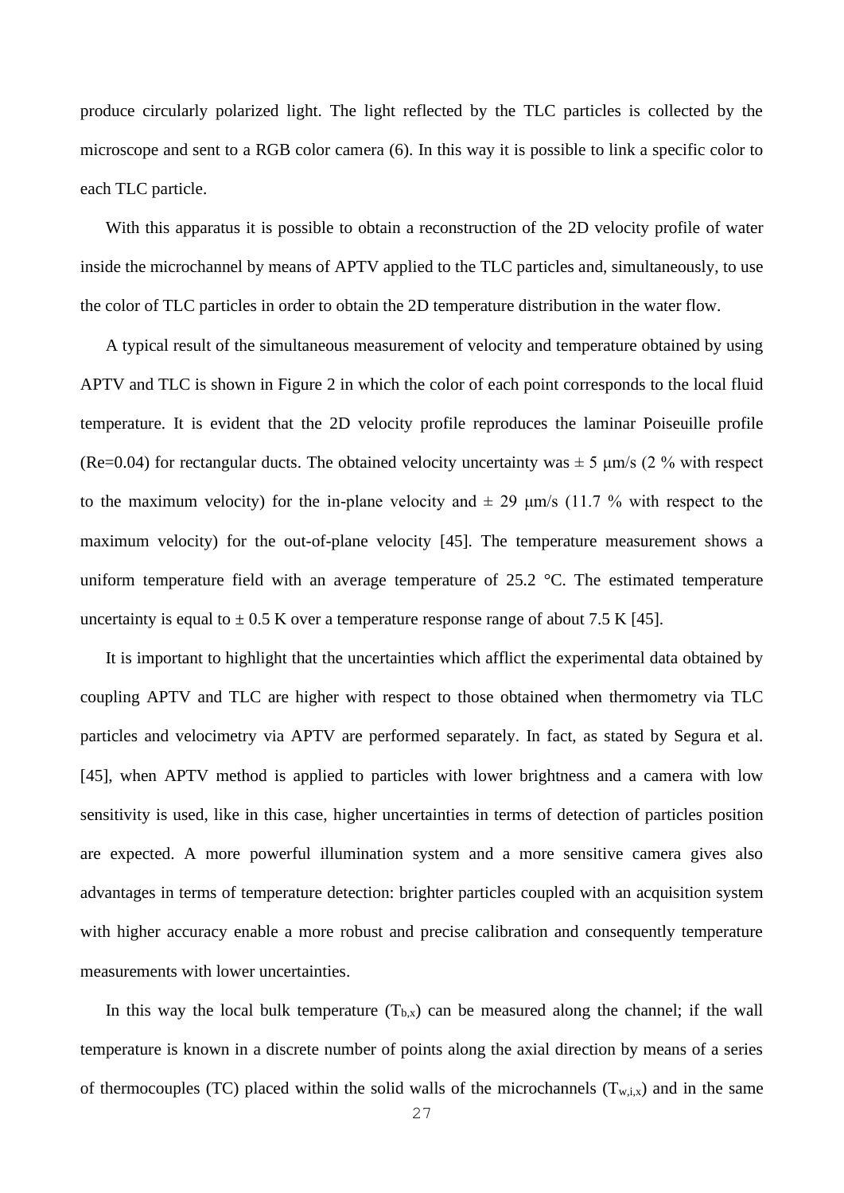produce circularly polarized light. The light reflected by the TLC particles is collected by the microscope and sent to a RGB color camera (6). In this way it is possible to link a specific color to each TLC particle.

With this apparatus it is possible to obtain a reconstruction of the 2D velocity profile of water inside the microchannel by means of APTV applied to the TLC particles and, simultaneously, to use the color of TLC particles in order to obtain the 2D temperature distribution in the water flow.

A typical result of the simultaneous measurement of velocity and temperature obtained by using APTV and TLC is shown in Figure 2 in which the color of each point corresponds to the local fluid temperature. It is evident that the 2D velocity profile reproduces the laminar Poiseuille profile (Re=0.04) for rectangular ducts. The obtained velocity uncertainty was ± 5 μm/s (2 % with respect to the maximum velocity) for the in-plane velocity and ± 29 μm/s (11.7 % with respect to the maximum velocity) for the out-of-plane velocity [45]. The temperature measurement shows a uniform temperature field with an average temperature of 25.2 °C. The estimated temperature uncertainty is equal to ± 0.5 K over a temperature response range of about 7.5 K [45].

It is important to highlight that the uncertainties which afflict the experimental data obtained by coupling APTV and TLC are higher with respect to those obtained when thermometry via TLC particles and velocimetry via APTV are performed separately. In fact, as stated by Segura et al. [45], when APTV method is applied to particles with lower brightness and a camera with low sensitivity is used, like in this case, higher uncertainties in terms of detection of particles position are expected. A more powerful illumination system and a more sensitive camera gives also advantages in terms of temperature detection: brighter particles coupled with an acquisition system with higher accuracy enable a more robust and precise calibration and consequently temperature measurements with lower uncertainties.

In this way the local bulk temperature ($T_{b,x}$) can be measured along the channel; if the wall temperature is known in a discrete number of points along the axial direction by means of a series of thermocouples (TC) placed within the solid walls of the microchannels ($T_{w,i,x}$) and in the same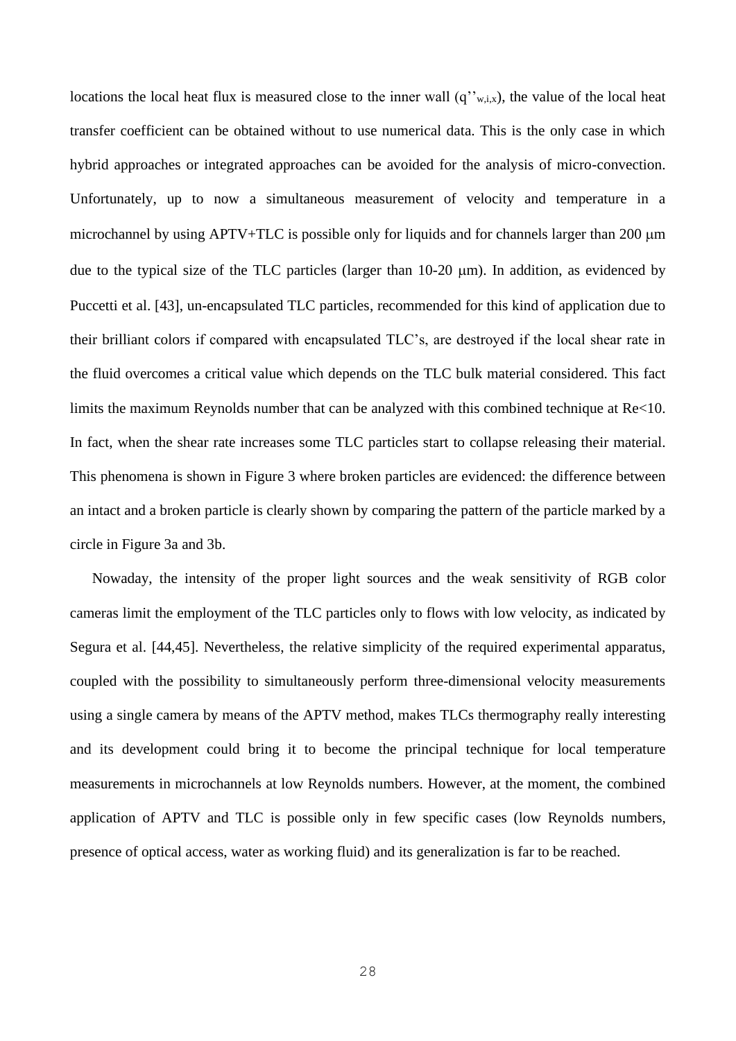locations the local heat flux is measured close to the inner wall ($q''_{w,i,x}$), the value of the local heat transfer coefficient can be obtained without to use numerical data. This is the only case in which hybrid approaches or integrated approaches can be avoided for the analysis of micro-convection. Unfortunately, up to now a simultaneous measurement of velocity and temperature in a microchannel by using APTV+TLC is possible only for liquids and for channels larger than 200 μm due to the typical size of the TLC particles (larger than 10-20 μm). In addition, as evidenced by Puccetti et al. [43], un-encapsulated TLC particles, recommended for this kind of application due to their brilliant colors if compared with encapsulated TLC's, are destroyed if the local shear rate in the fluid overcomes a critical value which depends on the TLC bulk material considered. This fact limits the maximum Reynolds number that can be analyzed with this combined technique at $Re<10$. In fact, when the shear rate increases some TLC particles start to collapse releasing their material. This phenomena is shown in Figure 3 where broken particles are evidenced: the difference between an intact and a broken particle is clearly shown by comparing the pattern of the particle marked by a circle in Figure 3a and 3b.

Nowaday, the intensity of the proper light sources and the weak sensitivity of RGB color cameras limit the employment of the TLC particles only to flows with low velocity, as indicated by Segura et al. [44,45]. Nevertheless, the relative simplicity of the required experimental apparatus, coupled with the possibility to simultaneously perform three-dimensional velocity measurements using a single camera by means of the APTV method, makes TLCs thermography really interesting and its development could bring it to become the principal technique for local temperature measurements in microchannels at low Reynolds numbers. However, at the moment, the combined application of APTV and TLC is possible only in few specific cases (low Reynolds numbers, presence of optical access, water as working fluid) and its generalization is far to be reached.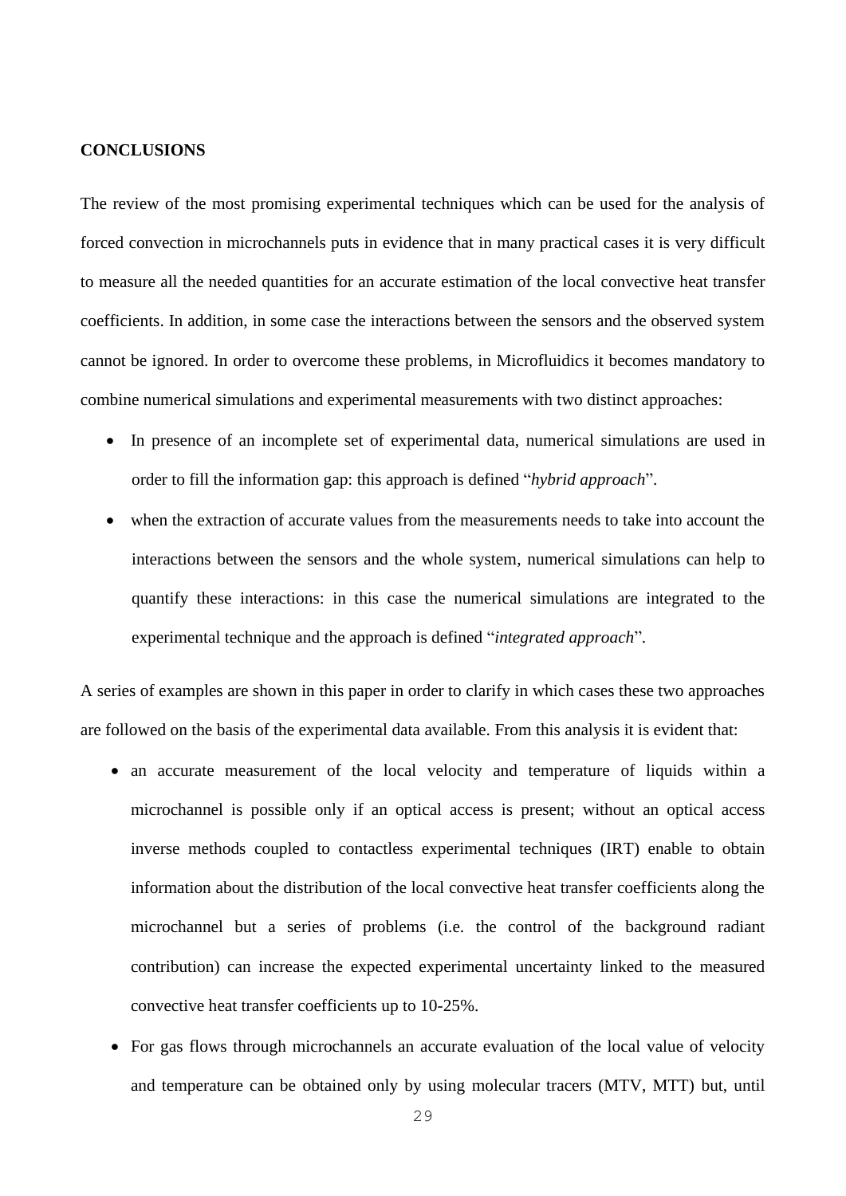## CONCLUSIONS

The review of the most promising experimental techniques which can be used for the analysis of forced convection in microchannels puts in evidence that in many practical cases it is very difficult to measure all the needed quantities for an accurate estimation of the local convective heat transfer coefficients. In addition, in some case the interactions between the sensors and the observed system cannot be ignored. In order to overcome these problems, in Microfluidics it becomes mandatory to combine numerical simulations and experimental measurements with two distinct approaches:

- In presence of an incomplete set of experimental data, numerical simulations are used in order to fill the information gap: this approach is defined "*hybrid approach*".
- when the extraction of accurate values from the measurements needs to take into account the interactions between the sensors and the whole system, numerical simulations can help to quantify these interactions: in this case the numerical simulations are integrated to the experimental technique and the approach is defined "*integrated approach*".

A series of examples are shown in this paper in order to clarify in which cases these two approaches are followed on the basis of the experimental data available. From this analysis it is evident that:

- an accurate measurement of the local velocity and temperature of liquids within a microchannel is possible only if an optical access is present; without an optical access inverse methods coupled to contactless experimental techniques (IRT) enable to obtain information about the distribution of the local convective heat transfer coefficients along the microchannel but a series of problems (i.e. the control of the background radiant contribution) can increase the expected experimental uncertainty linked to the measured convective heat transfer coefficients up to 10-25%.
- For gas flows through microchannels an accurate evaluation of the local value of velocity and temperature can be obtained only by using molecular tracers (MTV, MTT) but, until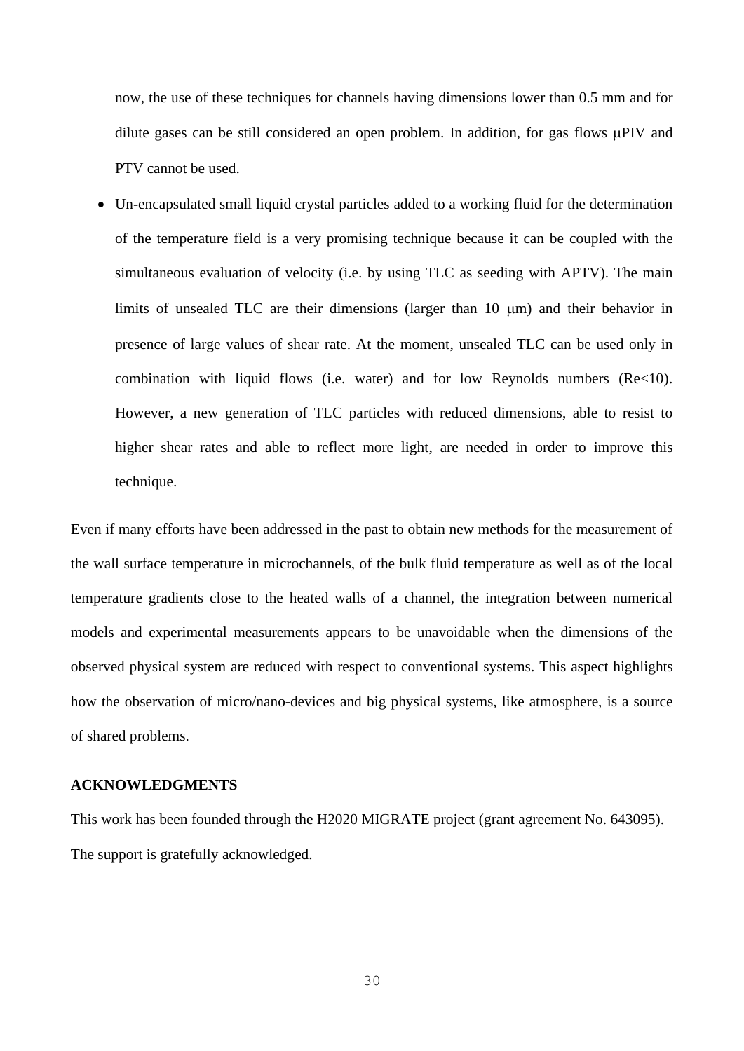now, the use of these techniques for channels having dimensions lower than 0.5 mm and for dilute gases can be still considered an open problem. In addition, for gas flows μPIV and PTV cannot be used.

- Un-encapsulated small liquid crystal particles added to a working fluid for the determination of the temperature field is a very promising technique because it can be coupled with the simultaneous evaluation of velocity (i.e. by using TLC as seeding with APTV). The main limits of unsealed TLC are their dimensions (larger than 10 μm) and their behavior in presence of large values of shear rate. At the moment, unsealed TLC can be used only in combination with liquid flows (i.e. water) and for low Reynolds numbers (Re<10). However, a new generation of TLC particles with reduced dimensions, able to resist to higher shear rates and able to reflect more light, are needed in order to improve this technique.

Even if many efforts have been addressed in the past to obtain new methods for the measurement of the wall surface temperature in microchannels, of the bulk fluid temperature as well as of the local temperature gradients close to the heated walls of a channel, the integration between numerical models and experimental measurements appears to be unavoidable when the dimensions of the observed physical system are reduced with respect to conventional systems. This aspect highlights how the observation of micro/nano-devices and big physical systems, like atmosphere, is a source of shared problems.

**ACKNOWLEDGMENTS**

This work has been founded through the H2020 MIGRATE project (grant agreement No. 643095). The support is gratefully acknowledged.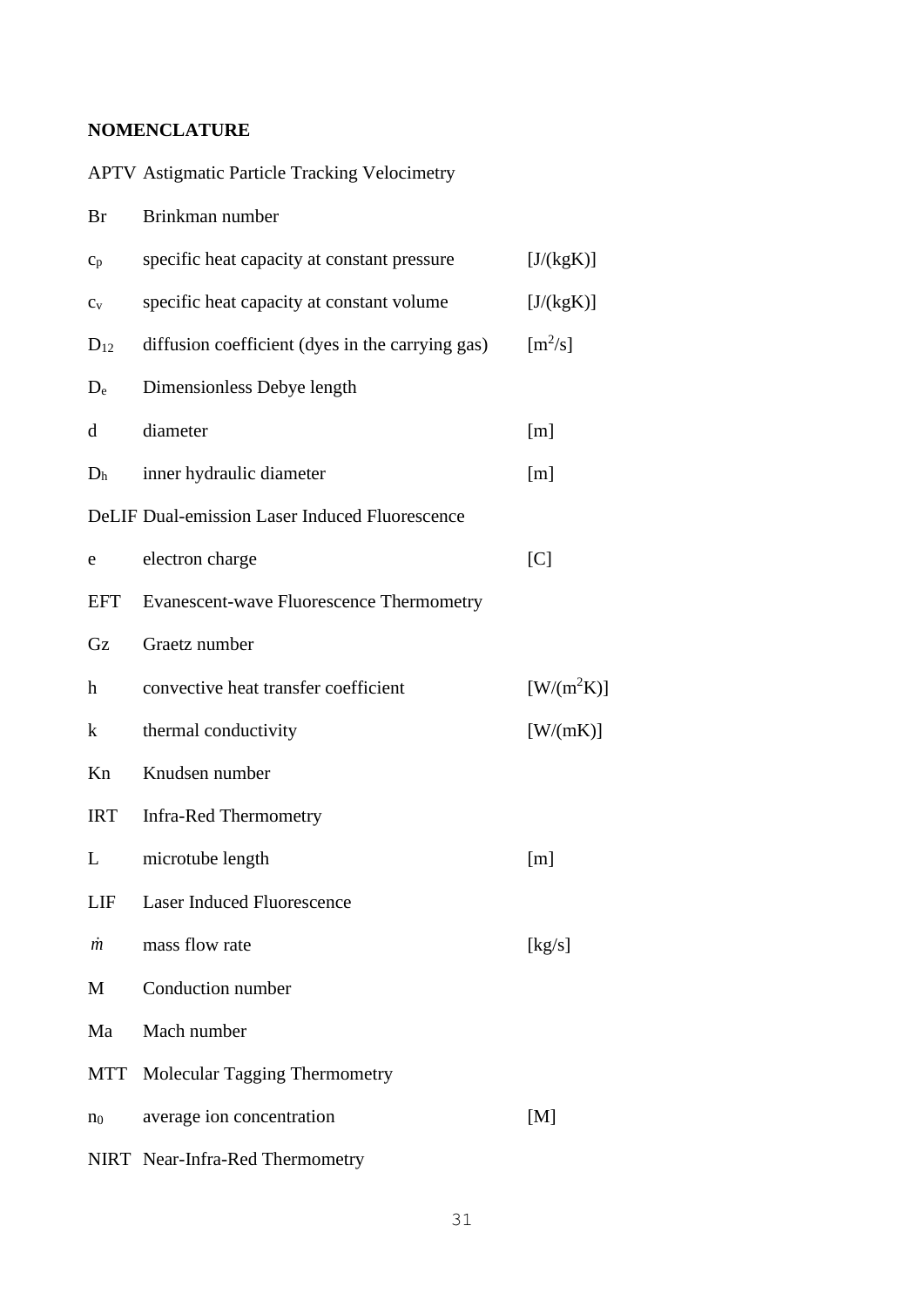**NOMENCLATURE**

| | | |
|---|---|---|
| APTV | Astigmatic Particle Tracking Velocimetry | |
| Br | Brinkman number | |
| $c_p$ | specific heat capacity at constant pressure | [J/(kgK)] |
| $c_v$ | specific heat capacity at constant volume | [J/(kgK)] |
| $D_{12}$ | diffusion coefficient (dyes in the carrying gas) | [$m^2$/s] |
| $D_e$ | Dimensionless Debye length | |
| d | diameter | [m] |
| $D_h$ | inner hydraulic diameter | [m] |
| DeLIF | Dual-emission Laser Induced Fluorescence | |
| e | electron charge | [C] |
| EFT | Evanescent-wave Fluorescence Thermometry | |
| Gz | Graetz number | |
| h | convective heat transfer coefficient | [W/($m^2$K)] |
| k | thermal conductivity | [W/(mK)] |
| Kn | Knudsen number | |
| IRT | Infra-Red Thermometry | |
| L | microtube length | [m] |
| LIF | Laser Induced Fluorescence | |
| $\dot{m}$ | mass flow rate | [kg/s] |
| M | Conduction number | |
| Ma | Mach number | |
| MTT | Molecular Tagging Thermometry | |
| $n_0$ | average ion concentration | [M] |
| NIRT | Near-Infra-Red Thermometry | |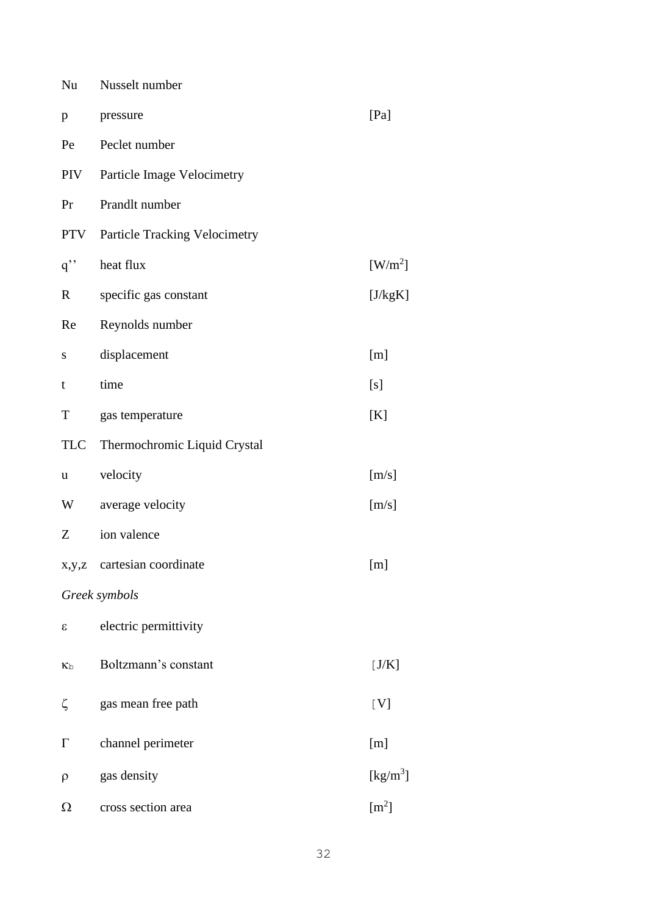| | | |
|---|---|---|
| Nu | Nusselt number | |
| p | pressure | [Pa] |
| Pe | Peclet number | |
| PIV | Particle Image Velocimetry | |
| Pr | Prandlt number | |
| PTV | Particle Tracking Velocimetry | |
| q’’ | heat flux | [W/m$^2$] |
| R | specific gas constant | [J/kgK] |
| Re | Reynolds number | |
| s | displacement | [m] |
| t | time | [s] |
| T | gas temperature | [K] |
| TLC | Thermochromic Liquid Crystal | |
| u | velocity | [m/s] |
| W | average velocity | [m/s] |
| Z | ion valence | |
| x,y,z | cartesian coordinate | [m] |

*Greek symbols*

| | | |
|---|---|---|
| $\varepsilon$ | electric permittivity | |
| $\kappa_b$ | Boltzmann’s constant | [J/K] |
| $\zeta$ | gas mean free path | [V] |
| $\Gamma$ | channel perimeter | [m] |
| $\rho$ | gas density | [kg/m$^3$] |
| $\Omega$ | cross section area | [m$^2$] |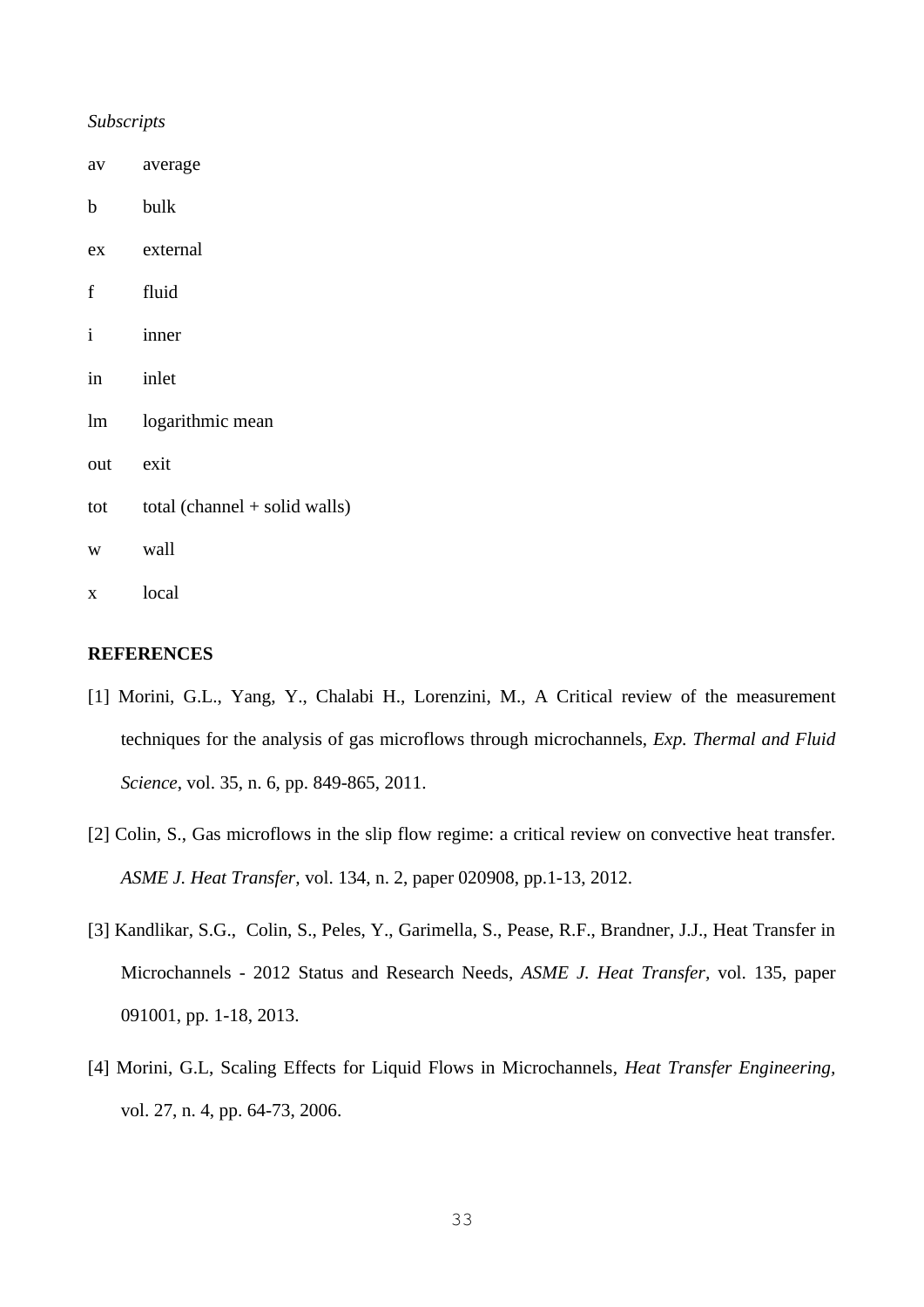*Subscripts*

av average

b bulk

ex external

f fluid

i inner

in inlet

lm logarithmic mean

out exit

tot total (channel + solid walls)

w wall

x local

**REFERENCES**

[1] Morini, G.L., Yang, Y., Chalabi H., Lorenzini, M., A Critical review of the measurement techniques for the analysis of gas microflows through microchannels, *Exp. Thermal and Fluid Science*, vol. 35, n. 6, pp. 849-865, 2011.

[2] Colin, S., Gas microflows in the slip flow regime: a critical review on convective heat transfer. *ASME J. Heat Transfer,* vol. 134, n. 2, paper 020908, pp.1-13, 2012.

[3] Kandlikar, S.G., Colin, S., Peles, Y., Garimella, S., Pease, R.F., Brandner, J.J., Heat Transfer in Microchannels - 2012 Status and Research Needs, *ASME J. Heat Transfer,* vol. 135, paper 091001, pp. 1-18, 2013.

[4] Morini, G.L, Scaling Effects for Liquid Flows in Microchannels, *Heat Transfer Engineering*, vol. 27, n. 4, pp. 64-73, 2006.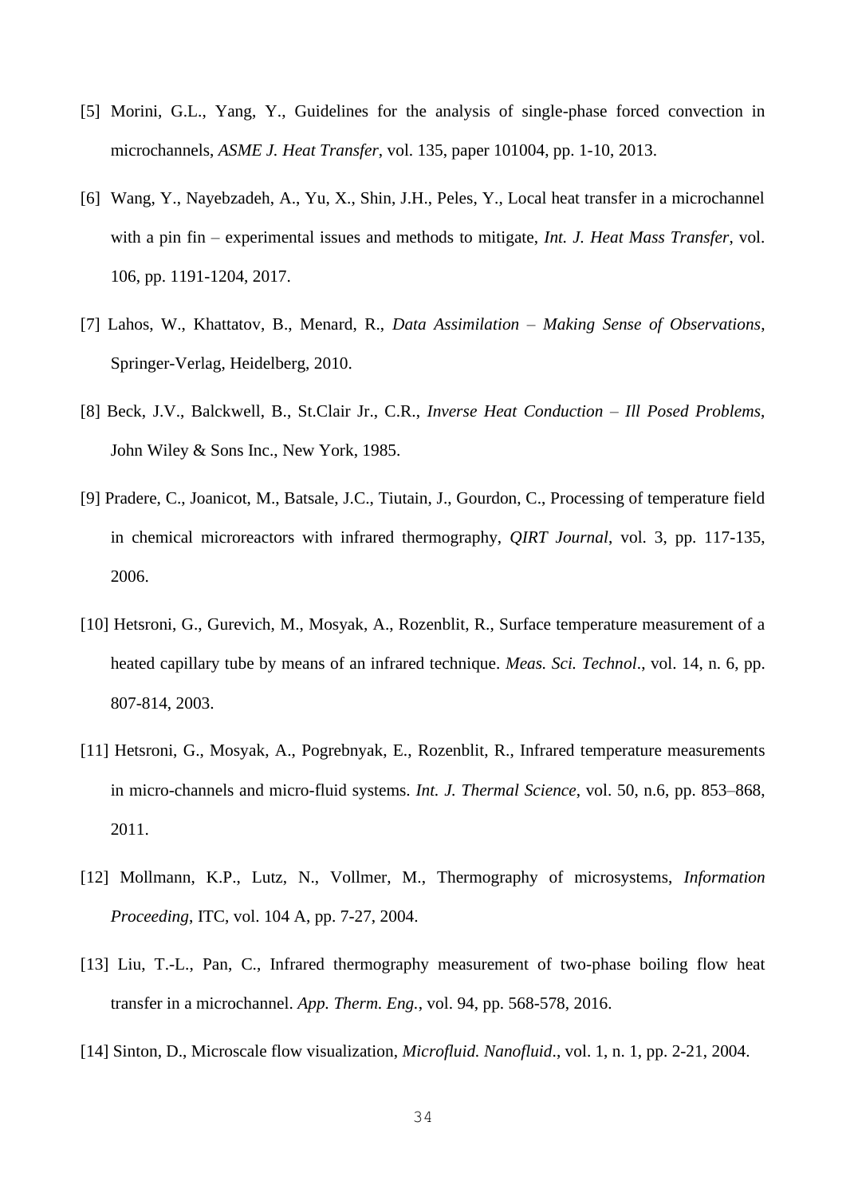[5] Morini, G.L., Yang, Y., Guidelines for the analysis of single-phase forced convection in microchannels, *ASME J. Heat Transfer*, vol. 135, paper 101004, pp. 1-10, 2013.

[6] Wang, Y., Nayebzadeh, A., Yu, X., Shin, J.H., Peles, Y., Local heat transfer in a microchannel with a pin fin – experimental issues and methods to mitigate, *Int. J. Heat Mass Transfer*, vol. 106, pp. 1191-1204, 2017.

[7] Lahos, W., Khattatov, B., Menard, R., *Data Assimilation – Making Sense of Observations*, Springer-Verlag, Heidelberg, 2010.

[8] Beck, J.V., Balckwell, B., St.Clair Jr., C.R., *Inverse Heat Conduction – Ill Posed Problems*, John Wiley & Sons Inc., New York, 1985.

[9] Pradere, C., Joanicot, M., Batsale, J.C., Tiutain, J., Gourdon, C., Processing of temperature field in chemical microreactors with infrared thermography, *QIRT Journal*, vol. 3, pp. 117-135, 2006.

[10] Hetsroni, G., Gurevich, M., Mosyak, A., Rozenblit, R., Surface temperature measurement of a heated capillary tube by means of an infrared technique. *Meas. Sci. Technol.*, vol. 14, n. 6, pp. 807-814, 2003.

[11] Hetsroni, G., Mosyak, A., Pogrebnyak, E., Rozenblit, R., Infrared temperature measurements in micro-channels and micro-fluid systems. *Int. J. Thermal Science*, vol. 50, n.6, pp. 853–868, 2011.

[12] Mollmann, K.P., Lutz, N., Vollmer, M., Thermography of microsystems, *Information Proceeding*, ITC, vol. 104 A, pp. 7-27, 2004.

[13] Liu, T.-L., Pan, C., Infrared thermography measurement of two-phase boiling flow heat transfer in a microchannel. *App. Therm. Eng.*, vol. 94, pp. 568-578, 2016.

[14] Sinton, D., Microscale flow visualization, *Microfluid. Nanofluid*., vol. 1, n. 1, pp. 2-21, 2004.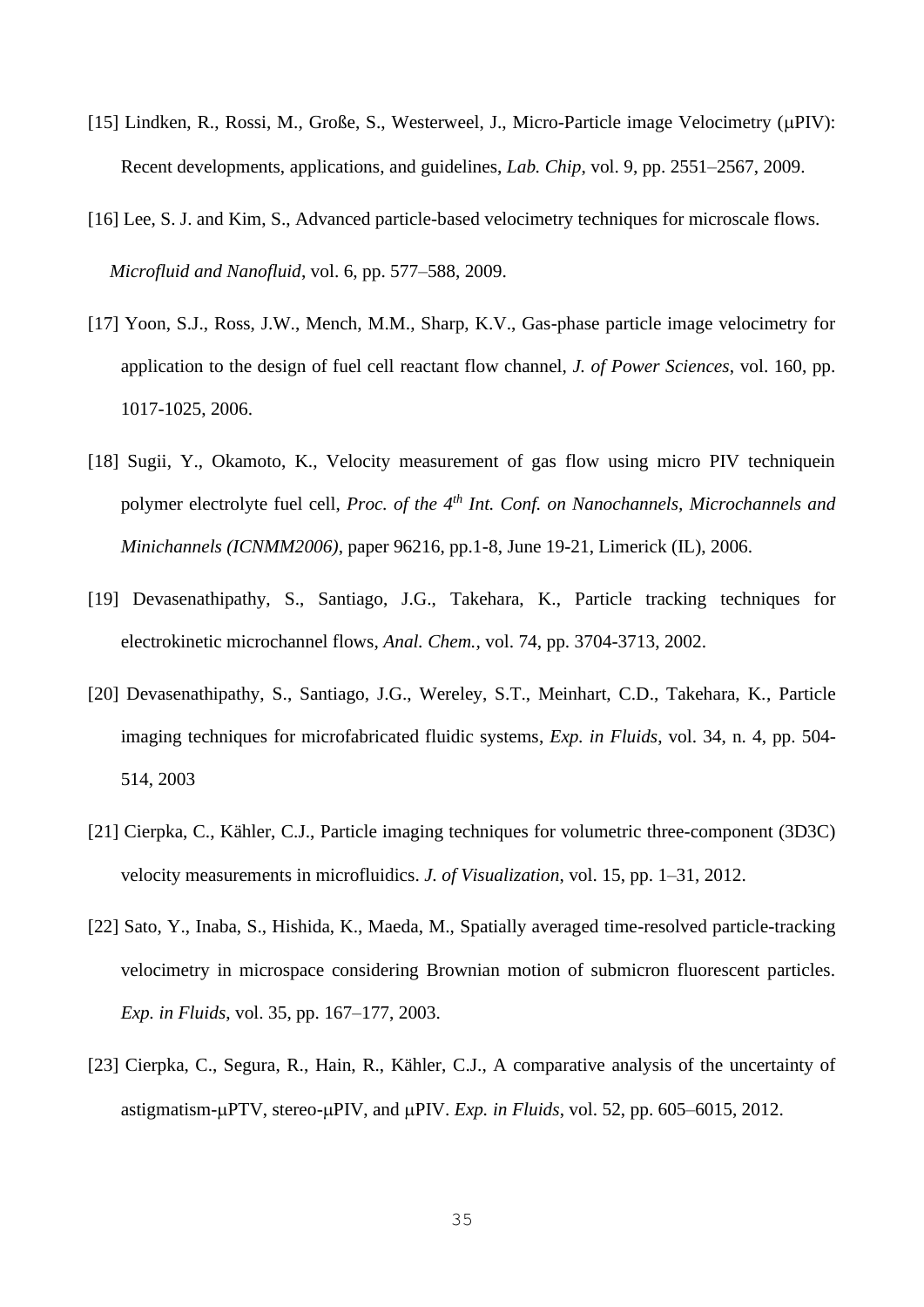[15] Lindken, R., Rossi, M., Große, S., Westerweel, J., Micro-Particle image Velocimetry (μPIV): Recent developments, applications, and guidelines, *Lab. Chip*, vol. 9, pp. 2551–2567, 2009.

[16] Lee, S. J. and Kim, S., Advanced particle-based velocimetry techniques for microscale flows. *Microfluid and Nanofluid*, vol. 6, pp. 577–588, 2009.

[17] Yoon, S.J., Ross, J.W., Mench, M.M., Sharp, K.V., Gas-phase particle image velocimetry for application to the design of fuel cell reactant flow channel, *J. of Power Sciences*, vol. 160, pp. 1017-1025, 2006.

[18] Sugii, Y., Okamoto, K., Velocity measurement of gas flow using micro PIV techniquein polymer electrolyte fuel cell, *Proc. of the 4th Int. Conf. on Nanochannels, Microchannels and Minichannels (ICNMM2006)*, paper 96216, pp.1-8, June 19-21, Limerick (IL), 2006.

[19] Devasenathipathy, S., Santiago, J.G., Takehara, K., Particle tracking techniques for electrokinetic microchannel flows, *Anal. Chem.*, vol. 74, pp. 3704-3713, 2002.

[20] Devasenathipathy, S., Santiago, J.G., Wereley, S.T., Meinhart, C.D., Takehara, K., Particle imaging techniques for microfabricated fluidic systems, *Exp. in Fluids*, vol. 34, n. 4, pp. 504-514, 2003

[21] Cierpka, C., Kähler, C.J., Particle imaging techniques for volumetric three-component (3D3C) velocity measurements in microfluidics. *J. of Visualization*, vol. 15, pp. 1–31, 2012.

[22] Sato, Y., Inaba, S., Hishida, K., Maeda, M., Spatially averaged time-resolved particle-tracking velocimetry in microspace considering Brownian motion of submicron fluorescent particles. *Exp. in Fluids*, vol. 35, pp. 167–177, 2003.

[23] Cierpka, C., Segura, R., Hain, R., Kähler, C.J., A comparative analysis of the uncertainty of astigmatism-μPTV, stereo-μPIV, and μPIV. *Exp. in Fluids*, vol. 52, pp. 605–6015, 2012.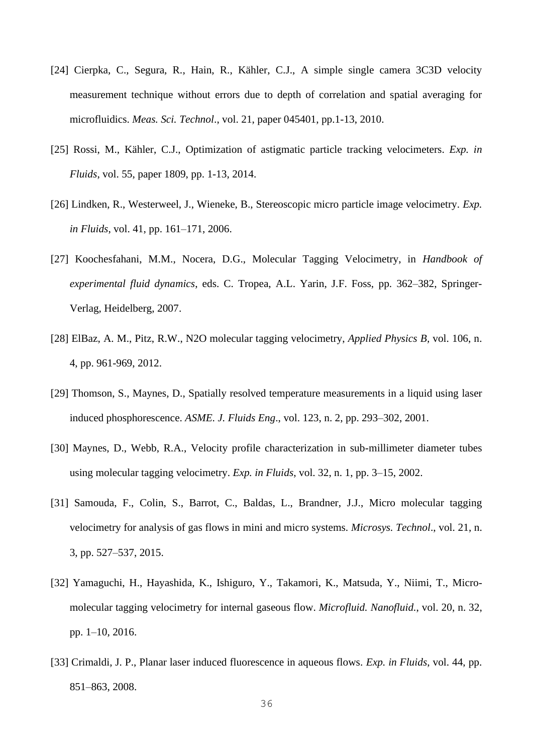[24] Cierpka, C., Segura, R., Hain, R., Kähler, C.J., A simple single camera 3C3D velocity measurement technique without errors due to depth of correlation and spatial averaging for microfluidics. *Meas. Sci. Technol*., vol. 21, paper 045401, pp.1-13, 2010.

[25] Rossi, M., Kähler, C.J., Optimization of astigmatic particle tracking velocimeters. *Exp. in Fluids*, vol. 55, paper 1809, pp. 1-13, 2014.

[26] Lindken, R., Westerweel, J., Wieneke, B., Stereoscopic micro particle image velocimetry. *Exp. in Fluids*, vol. 41, pp. 161–171, 2006.

[27] Koochesfahani, M.M., Nocera, D.G., Molecular Tagging Velocimetry, in *Handbook of experimental fluid dynamics*, eds. C. Tropea, A.L. Yarin, J.F. Foss, pp. 362–382, Springer-Verlag, Heidelberg, 2007.

[28] ElBaz, A. M., Pitz, R.W., N2O molecular tagging velocimetry, *Applied Physics B*, vol. 106, n. 4, pp. 961-969, 2012.

[29] Thomson, S., Maynes, D., Spatially resolved temperature measurements in a liquid using laser induced phosphorescence. *ASME. J. Fluids Eng*., vol. 123, n. 2, pp. 293–302, 2001.

[30] Maynes, D., Webb, R.A., Velocity profile characterization in sub-millimeter diameter tubes using molecular tagging velocimetry. *Exp. in Fluids*, vol. 32, n. 1, pp. 3–15, 2002.

[31] Samouda, F., Colin, S., Barrot, C., Baldas, L., Brandner, J.J., Micro molecular tagging velocimetry for analysis of gas flows in mini and micro systems. *Microsys. Technol*., vol. 21, n. 3, pp. 527–537, 2015.

[32] Yamaguchi, H., Hayashida, K., Ishiguro, Y., Takamori, K., Matsuda, Y., Niimi, T., Micro-molecular tagging velocimetry for internal gaseous flow. *Microfluid. Nanofluid.*, vol. 20, n. 32, pp. 1–10, 2016.

[33] Crimaldi, J. P., Planar laser induced fluorescence in aqueous flows. *Exp. in Fluids*, vol. 44, pp. 851–863, 2008.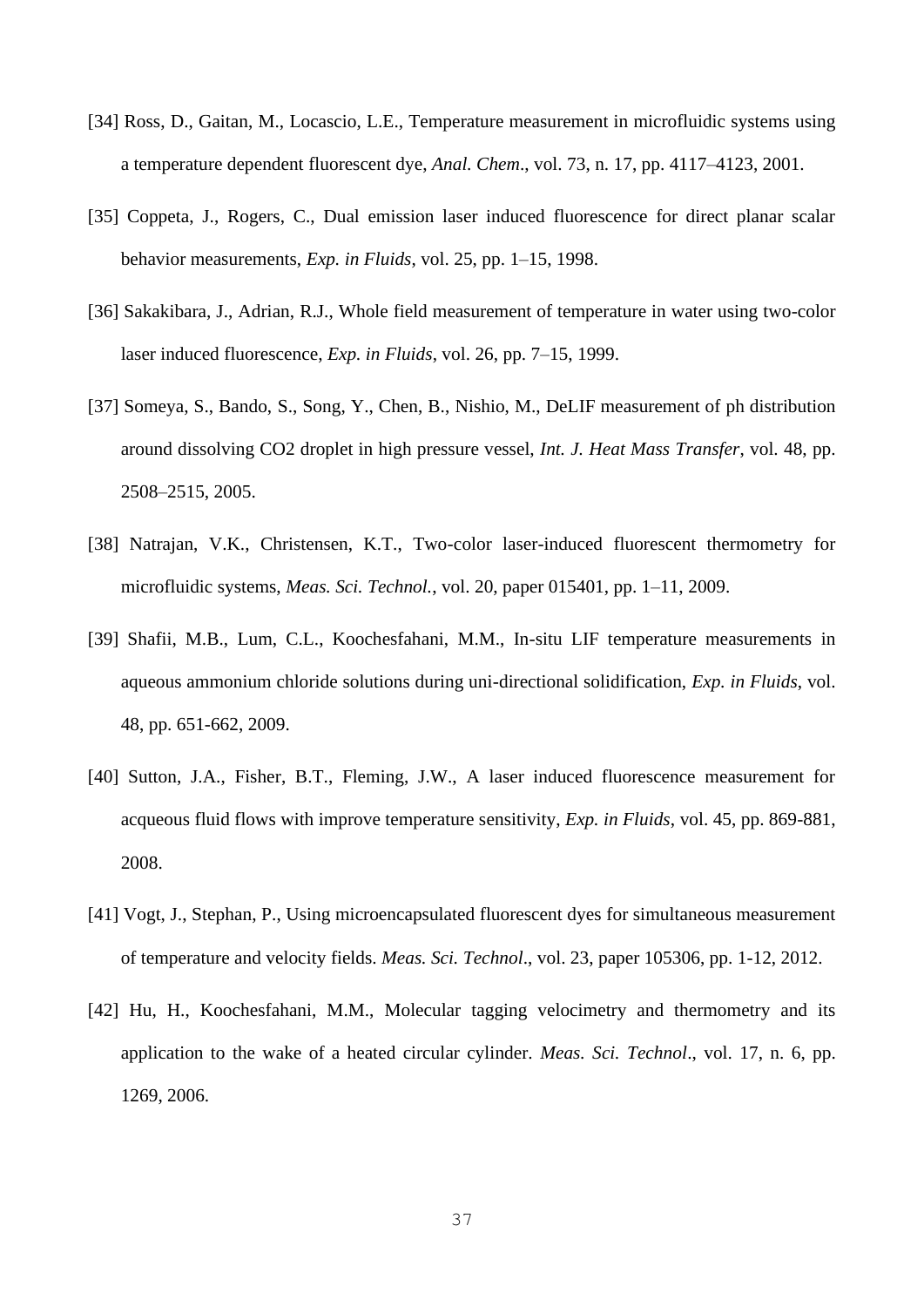[34] Ross, D., Gaitan, M., Locascio, L.E., Temperature measurement in microfluidic systems using a temperature dependent fluorescent dye, *Anal. Chem*., vol. 73, n. 17, pp. 4117–4123, 2001.

[35] Coppeta, J., Rogers, C., Dual emission laser induced fluorescence for direct planar scalar behavior measurements, *Exp. in Fluids*, vol. 25, pp. 1–15, 1998.

[36] Sakakibara, J., Adrian, R.J., Whole field measurement of temperature in water using two-color laser induced fluorescence, *Exp. in Fluids*, vol. 26, pp. 7–15, 1999.

[37] Someya, S., Bando, S., Song, Y., Chen, B., Nishio, M., DeLIF measurement of ph distribution around dissolving CO2 droplet in high pressure vessel, *Int. J. Heat Mass Transfer*, vol. 48, pp. 2508–2515, 2005.

[38] Natrajan, V.K., Christensen, K.T., Two-color laser-induced fluorescent thermometry for microfluidic systems, *Meas. Sci. Technol.*, vol. 20, paper 015401, pp. 1–11, 2009.

[39] Shafii, M.B., Lum, C.L., Koochesfahani, M.M., In-situ LIF temperature measurements in aqueous ammonium chloride solutions during uni-directional solidification, *Exp. in Fluids*, vol. 48, pp. 651-662, 2009.

[40] Sutton, J.A., Fisher, B.T., Fleming, J.W., A laser induced fluorescence measurement for acqueous fluid flows with improve temperature sensitivity, *Exp. in Fluids*, vol. 45, pp. 869-881, 2008.

[41] Vogt, J., Stephan, P., Using microencapsulated fluorescent dyes for simultaneous measurement of temperature and velocity fields. *Meas. Sci. Technol*., vol. 23, paper 105306, pp. 1-12, 2012.

[42] Hu, H., Koochesfahani, M.M., Molecular tagging velocimetry and thermometry and its application to the wake of a heated circular cylinder. *Meas. Sci. Technol*., vol. 17, n. 6, pp. 1269, 2006.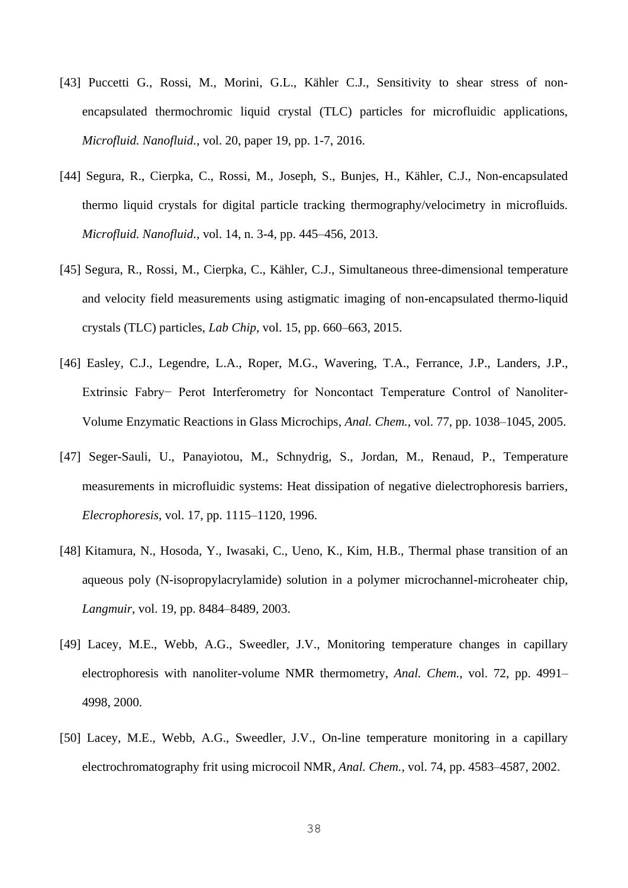[43] Puccetti G., Rossi, M., Morini, G.L., Kähler C.J., Sensitivity to shear stress of non-encapsulated thermochromic liquid crystal (TLC) particles for microfluidic applications, *Microfluid. Nanofluid.*, vol. 20, paper 19, pp. 1-7, 2016.

[44] Segura, R., Cierpka, C., Rossi, M., Joseph, S., Bunjes, H., Kähler, C.J., Non-encapsulated thermo liquid crystals for digital particle tracking thermography/velocimetry in microfluids. *Microfluid. Nanofluid.*, vol. 14, n. 3-4, pp. 445–456, 2013.

[45] Segura, R., Rossi, M., Cierpka, C., Kähler, C.J., Simultaneous three-dimensional temperature and velocity field measurements using astigmatic imaging of non-encapsulated thermo-liquid crystals (TLC) particles, *Lab Chip*, vol. 15, pp. 660–663, 2015.

[46] Easley, C.J., Legendre, L.A., Roper, M.G., Wavering, T.A., Ferrance, J.P., Landers, J.P., Extrinsic Fabry− Perot Interferometry for Noncontact Temperature Control of Nanoliter-Volume Enzymatic Reactions in Glass Microchips, *Anal. Chem.*, vol. 77, pp. 1038–1045, 2005.

[47] Seger-Sauli, U., Panayiotou, M., Schnydrig, S., Jordan, M., Renaud, P., Temperature measurements in microfluidic systems: Heat dissipation of negative dielectrophoresis barriers, *Elecrophoresis*, vol. 17, pp. 1115–1120, 1996.

[48] Kitamura, N., Hosoda, Y., Iwasaki, C., Ueno, K., Kim, H.B., Thermal phase transition of an aqueous poly (N-isopropylacrylamide) solution in a polymer microchannel-microheater chip, *Langmuir*, vol. 19, pp. 8484–8489, 2003.

[49] Lacey, M.E., Webb, A.G., Sweedler, J.V., Monitoring temperature changes in capillary electrophoresis with nanoliter-volume NMR thermometry, *Anal. Chem.*, vol. 72, pp. 4991–4998, 2000.

[50] Lacey, M.E., Webb, A.G., Sweedler, J.V., On-line temperature monitoring in a capillary electrochromatography frit using microcoil NMR, *Anal. Chem.*, vol. 74, pp. 4583–4587, 2002.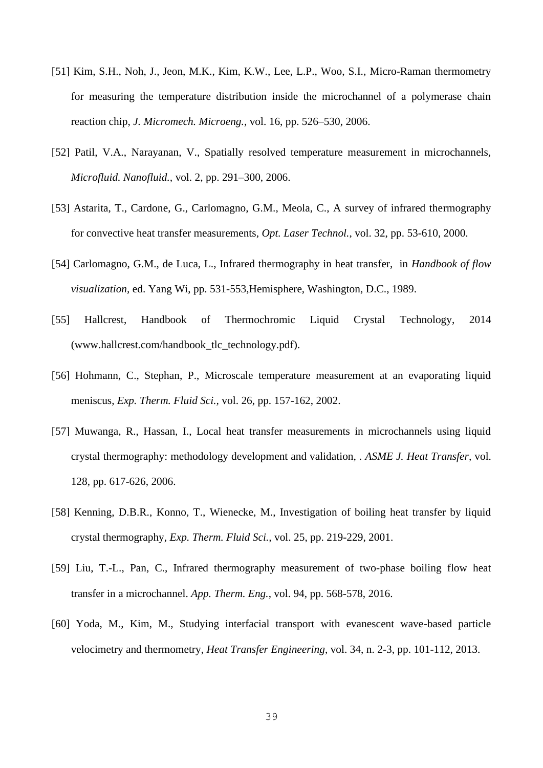[51] Kim, S.H., Noh, J., Jeon, M.K., Kim, K.W., Lee, L.P., Woo, S.I., Micro-Raman thermometry for measuring the temperature distribution inside the microchannel of a polymerase chain reaction chip, *J. Micromech. Microeng.*, vol. 16, pp. 526–530, 2006.

[52] Patil, V.A., Narayanan, V., Spatially resolved temperature measurement in microchannels, *Microfluid. Nanofluid.*, vol. 2, pp. 291–300, 2006.

[53] Astarita, T., Cardone, G., Carlomagno, G.M., Meola, C., A survey of infrared thermography for convective heat transfer measurements, *Opt. Laser Technol.*, vol. 32, pp. 53-610, 2000.

[54] Carlomagno, G.M., de Luca, L., Infrared thermography in heat transfer, in *Handbook of flow visualization*, ed. Yang Wi, pp. 531-553,Hemisphere, Washington, D.C., 1989.

[55] Hallcrest, Handbook of Thermochromic Liquid Crystal Technology, 2014 (www.hallcrest.com/handbook_tlc_technology.pdf).

[56] Hohmann, C., Stephan, P., Microscale temperature measurement at an evaporating liquid meniscus, *Exp. Therm. Fluid Sci.*, vol. 26, pp. 157-162, 2002.

[57] Muwanga, R., Hassan, I., Local heat transfer measurements in microchannels using liquid crystal thermography: methodology development and validation, . *ASME J. Heat Transfer*, vol. 128, pp. 617-626, 2006.

[58] Kenning, D.B.R., Konno, T., Wienecke, M., Investigation of boiling heat transfer by liquid crystal thermography, *Exp. Therm. Fluid Sci.*, vol. 25, pp. 219-229, 2001.

[59] Liu, T.-L., Pan, C., Infrared thermography measurement of two-phase boiling flow heat transfer in a microchannel. *App. Therm. Eng.*, vol. 94, pp. 568-578, 2016.

[60] Yoda, M., Kim, M., Studying interfacial transport with evanescent wave-based particle velocimetry and thermometry, *Heat Transfer Engineering*, vol. 34, n. 2-3, pp. 101-112, 2013.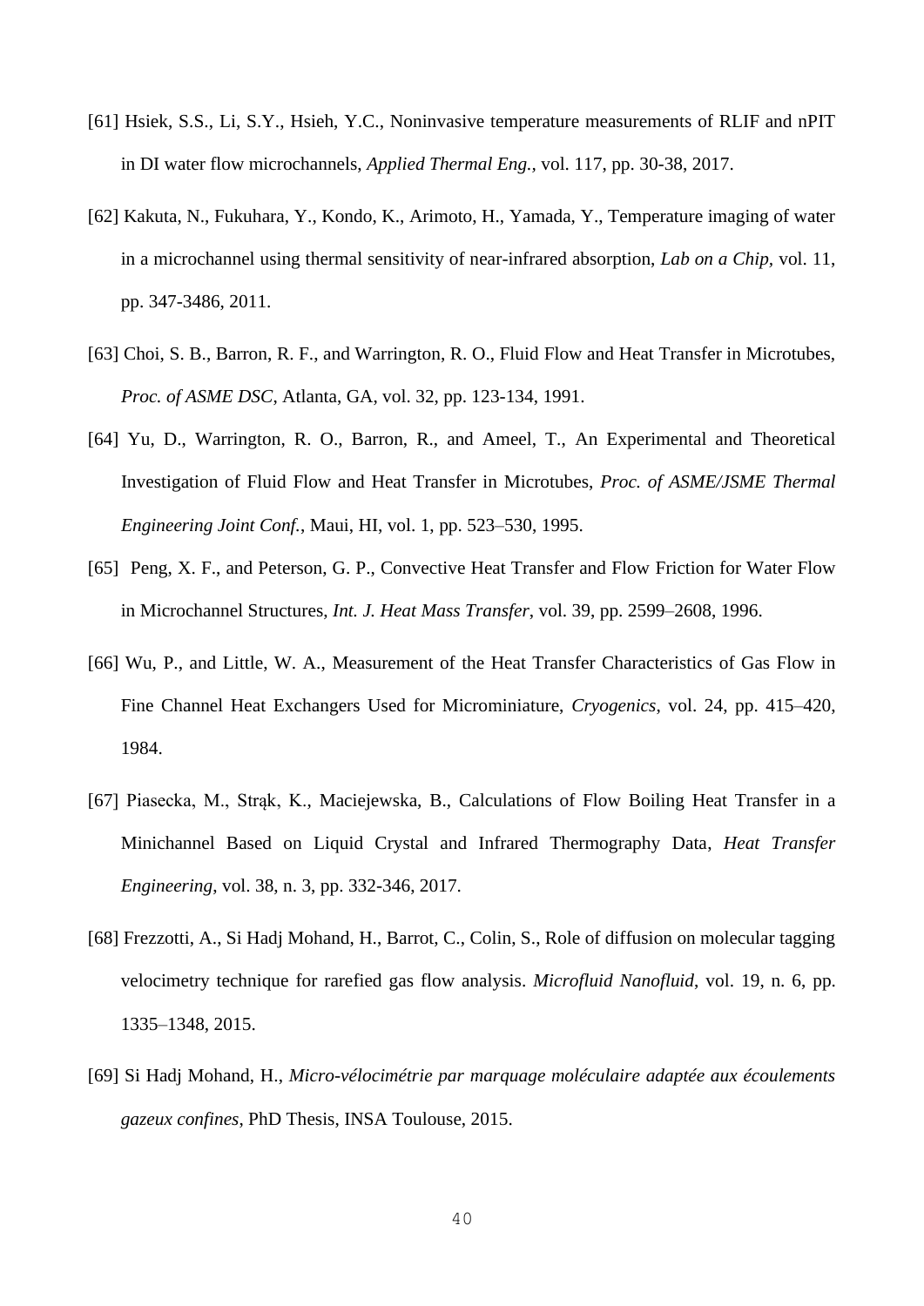[61] Hsiek, S.S., Li, S.Y., Hsieh, Y.C., Noninvasive temperature measurements of RLIF and nPIT in DI water flow microchannels, *Applied Thermal Eng.*, vol. 117, pp. 30-38, 2017.

[62] Kakuta, N., Fukuhara, Y., Kondo, K., Arimoto, H., Yamada, Y., Temperature imaging of water in a microchannel using thermal sensitivity of near-infrared absorption, *Lab on a Chip*, vol. 11, pp. 347-3486, 2011.

[63] Choi, S. B., Barron, R. F., and Warrington, R. O., Fluid Flow and Heat Transfer in Microtubes, *Proc. of ASME DSC*, Atlanta, GA, vol. 32, pp. 123-134, 1991.

[64] Yu, D., Warrington, R. O., Barron, R., and Ameel, T., An Experimental and Theoretical Investigation of Fluid Flow and Heat Transfer in Microtubes, *Proc. of ASME/JSME Thermal Engineering Joint Conf.*, Maui, HI, vol. 1, pp. 523–530, 1995.

[65] Peng, X. F., and Peterson, G. P., Convective Heat Transfer and Flow Friction for Water Flow in Microchannel Structures, *Int. J. Heat Mass Transfer*, vol. 39, pp. 2599–2608, 1996.

[66] Wu, P., and Little, W. A., Measurement of the Heat Transfer Characteristics of Gas Flow in Fine Channel Heat Exchangers Used for Microminiature, *Cryogenics*, vol. 24, pp. 415–420, 1984.

[67] Piasecka, M., Strąk, K., Maciejewska, B., Calculations of Flow Boiling Heat Transfer in a Minichannel Based on Liquid Crystal and Infrared Thermography Data, *Heat Transfer Engineering*, vol. 38, n. 3, pp. 332-346, 2017.

[68] Frezzotti, A., Si Hadj Mohand, H., Barrot, C., Colin, S., Role of diffusion on molecular tagging velocimetry technique for rarefied gas flow analysis. *Microfluid Nanofluid*, vol. 19, n. 6, pp. 1335–1348, 2015.

[69] Si Hadj Mohand, H., *Micro-vélocimétrie par marquage moléculaire adaptée aux écoulements gazeux confines*, PhD Thesis, INSA Toulouse, 2015.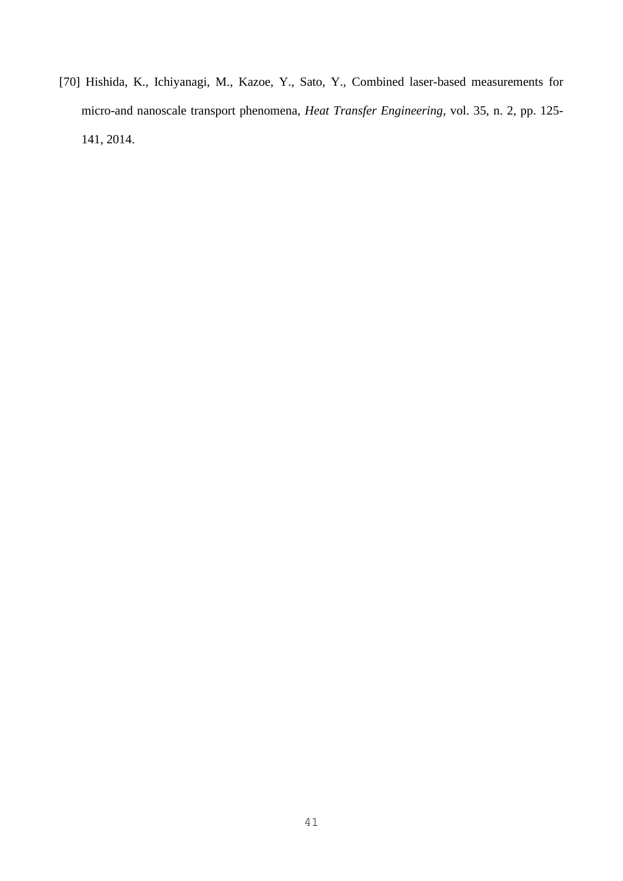[70] Hishida, K., Ichiyanagi, M., Kazoe, Y., Sato, Y., Combined laser-based measurements for micro-and nanoscale transport phenomena, *Heat Transfer Engineering*, vol. 35, n. 2, pp. 125-141, 2014.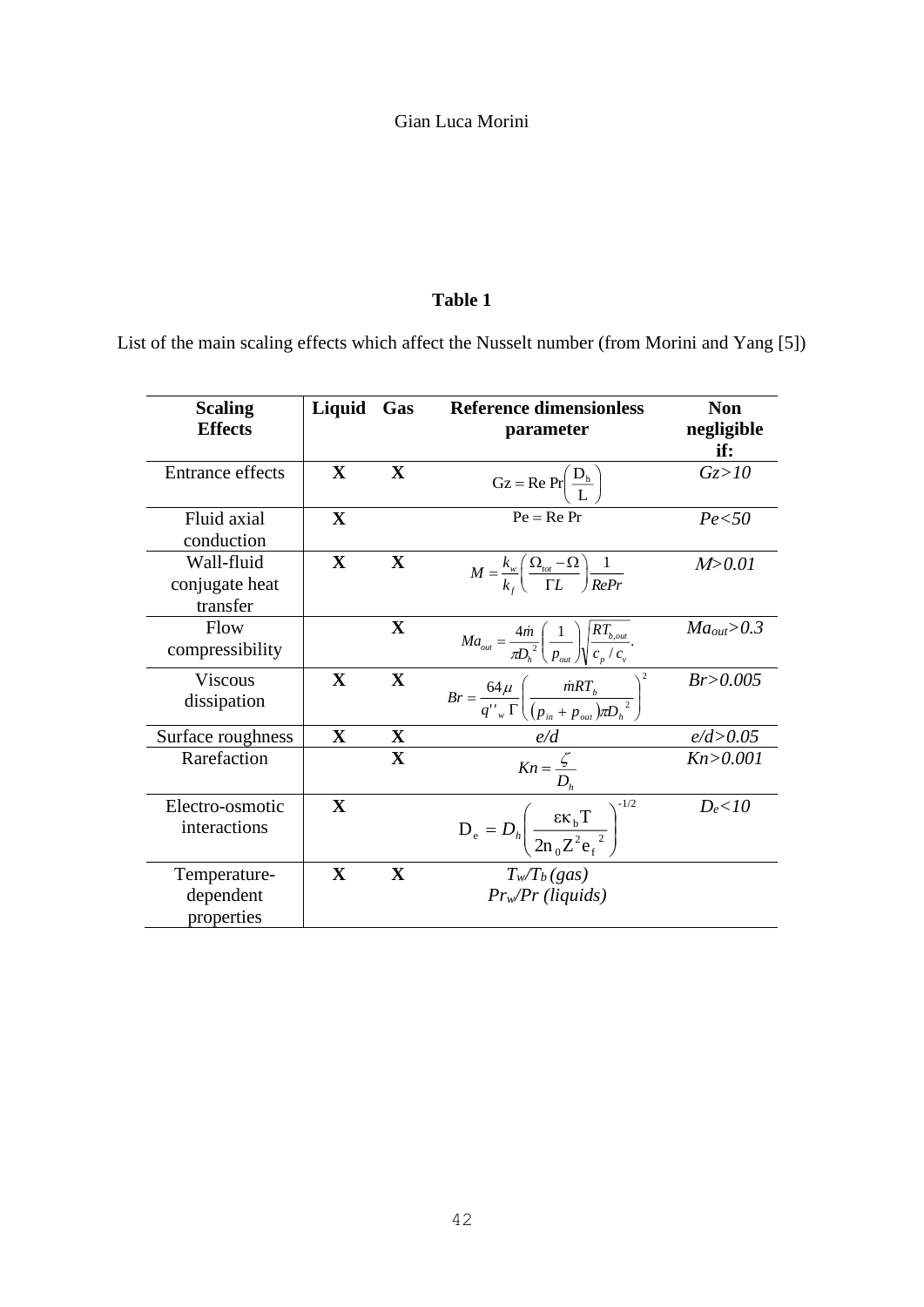**Table 1**

List of the main scaling effects which affect the Nusselt number (from Morini and Yang [5])

| **Scaling Effects** | **Liquid** | **Gas** | **Reference dimensionless parameter** | **Non negligible if:** |
|---|---|---|---|---|
| Entrance effects | **X** | **X** | $\mathrm{Gz} = \mathrm{Re}\,\mathrm{Pr}\left(\frac{\mathrm{D_h}}{\mathrm{L}}\right)$ | *Gz>10* |
| Fluid axial conduction | **X** | | $\mathrm{Pe} = \mathrm{Re}\,\mathrm{Pr}$ | *Pe<50* |
| Wall-fluid conjugate heat transfer | **X** | **X** | $M = \frac{k_w}{k_f}\left(\frac{\Omega_{tot} - \Omega}{\Gamma L}\right)\frac{1}{RePr}$ | *M>0.01* |
| Flow compressibility | | **X** | $Ma_{out} = \frac{4\dot{m}}{\pi D_h^{\,2}}\left(\frac{1}{p_{out}}\right)\sqrt{\frac{RT_{b,out}}{c_p / c_v}}.$ | *Ma<sub></sub>* $Ma_{out}>0.3$ |
| Viscous dissipation | **X** | **X** | $Br = \frac{64\mu}{q''_w\,\Gamma}\left(\frac{\dot{m}RT_b}{(p_{in} + p_{out})\pi D_h^{\,2}}\right)^2$ | *Br>0.005* |
| Surface roughness | **X** | **X** | *e/d* | *e/d>0.05* |
| Rarefaction | | **X** | $Kn = \frac{\zeta}{D_h}$ | *Kn>0.001* |
| Electro-osmotic interactions | **X** | | $\mathrm{D_e} = D_h\left(\frac{\varepsilon\kappa_b \mathrm{T}}{2\mathrm{n}_0 \mathrm{Z}^2 \mathrm{e_f}^{\,2}}\right)^{-1/2}$ | $D_e<10$ |
| Temperature-dependent properties | **X** | **X** | $T_w/T_b$ *(gas)* $Pr_w/Pr$ *(liquids)* | |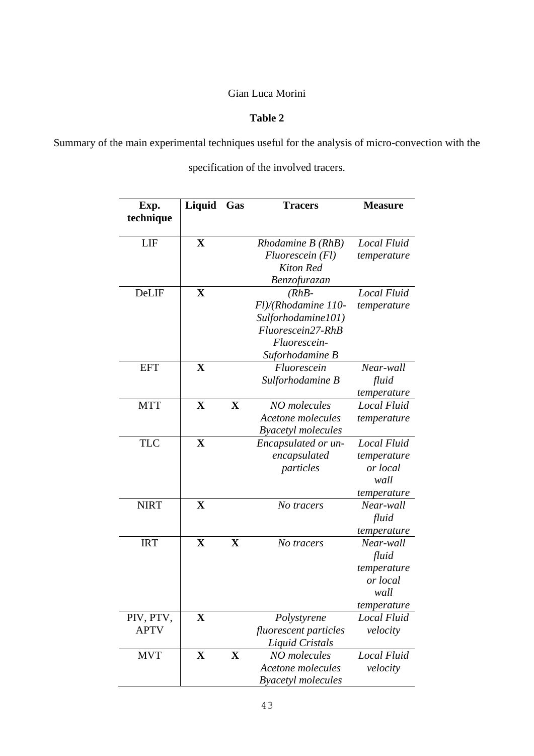**Table 2**

Summary of the main experimental techniques useful for the analysis of micro-convection with the specification of the involved tracers.

| Exp. technique | Liquid | Gas | Tracers | Measure |
|---|---|---|---|---|
| LIF | **X** | | *Rhodamine B (RhB) Fluorescein (Fl) Kiton Red Benzofurazan* | *Local Fluid temperature* |
| DeLIF | **X** | | *(RhB-Fl)/(Rhodamine 110-Sulforhodamine101) Fluorescein27-RhB Fluorescein-Suforhodamine B* | *Local Fluid temperature* |
| EFT | **X** | | *Fluorescein Sulforhodamine B* | *Near-wall fluid temperature* |
| MTT | **X** | **X** | *NO molecules Acetone molecules Byacetyl molecules* | *Local Fluid temperature* |
| TLC | **X** | | *Encapsulated or un-encapsulated particles* | *Local Fluid temperature or local wall temperature* |
| NIRT | **X** | | *No tracers* | *Near-wall fluid temperature* |
| IRT | **X** | **X** | *No tracers* | *Near-wall fluid temperature or local wall temperature* |
| PIV, PTV, APTV | **X** | | *Polystyrene fluorescent particles Liquid Cristals* | *Local Fluid velocity* |
| MVT | **X** | **X** | *NO molecules Acetone molecules Byacetyl molecules* | *Local Fluid velocity* |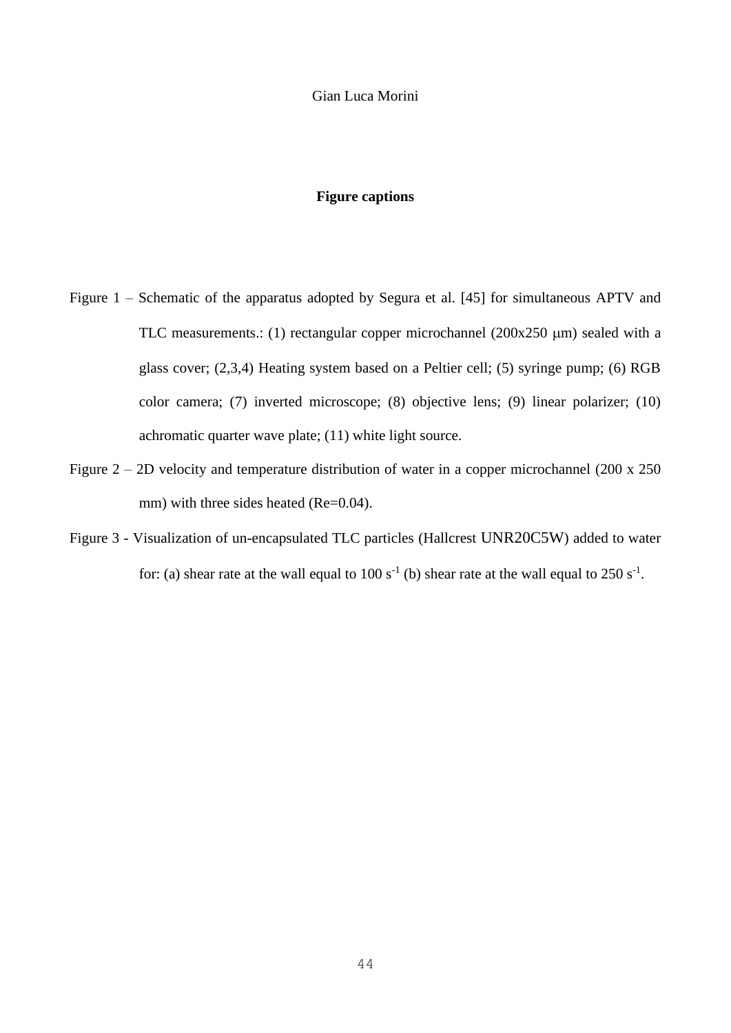## Figure captions

Figure 1 – Schematic of the apparatus adopted by Segura et al. [45] for simultaneous APTV and TLC measurements.: (1) rectangular copper microchannel (200x250 μm) sealed with a glass cover; (2,3,4) Heating system based on a Peltier cell; (5) syringe pump; (6) RGB color camera; (7) inverted microscope; (8) objective lens; (9) linear polarizer; (10) achromatic quarter wave plate; (11) white light source.

Figure 2 – 2D velocity and temperature distribution of water in a copper microchannel (200 x 250 mm) with three sides heated (Re=0.04).

Figure 3 - Visualization of un-encapsulated TLC particles (Hallcrest UNR20C5W) added to water for: (a) shear rate at the wall equal to 100 $s^{-1}$ (b) shear rate at the wall equal to 250 $s^{-1}$.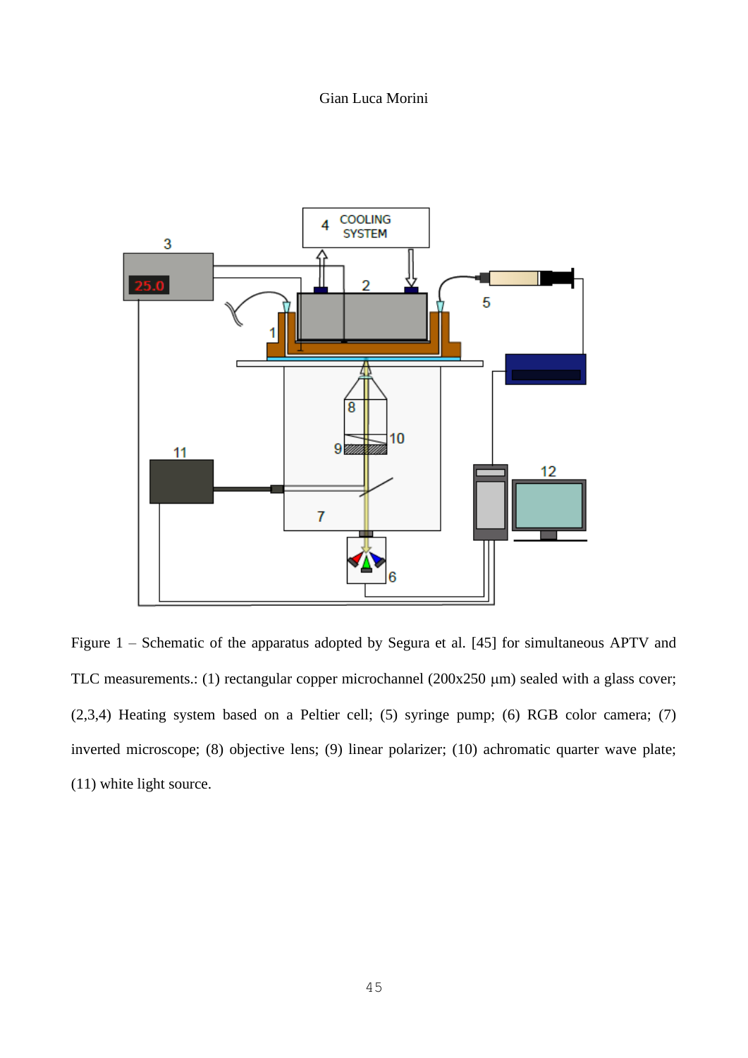Figure 1 – Schematic of the apparatus adopted by Segura et al. [45] for simultaneous APTV and TLC measurements.: (1) rectangular copper microchannel (200x250 μm) sealed with a glass cover; (2,3,4) Heating system based on a Peltier cell; (5) syringe pump; (6) RGB color camera; (7) inverted microscope; (8) objective lens; (9) linear polarizer; (10) achromatic quarter wave plate; (11) white light source.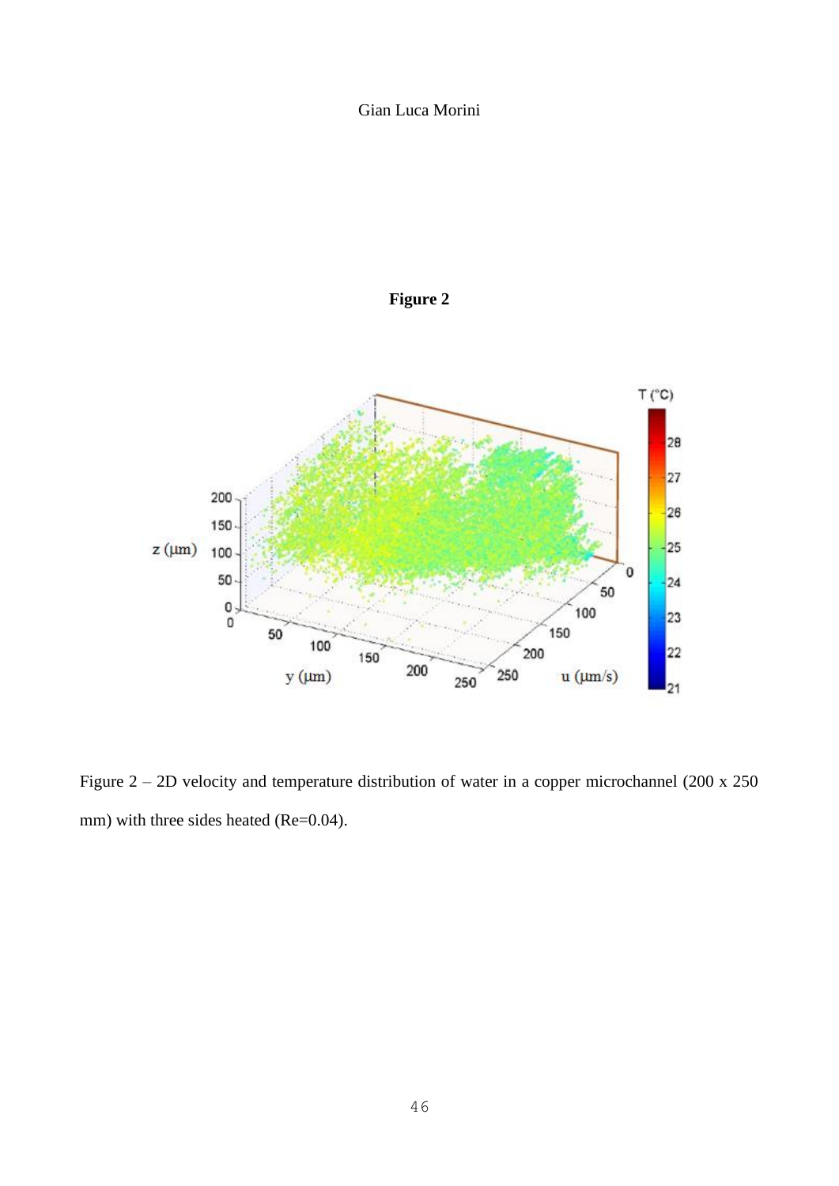**Figure 2**

Figure 2 – 2D velocity and temperature distribution of water in a copper microchannel (200 x 250 mm) with three sides heated (Re=0.04).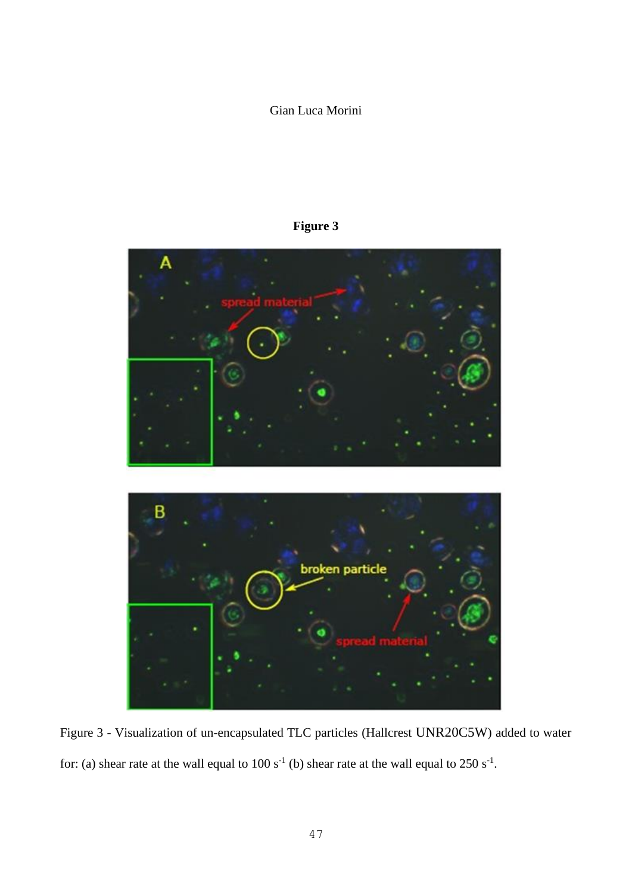**Figure 3**

Figure 3 - Visualization of un-encapsulated TLC particles (Hallcrest UNR20C5W) added to water for: (a) shear rate at the wall equal to 100 $s^{-1}$ (b) shear rate at the wall equal to 250 $s^{-1}$.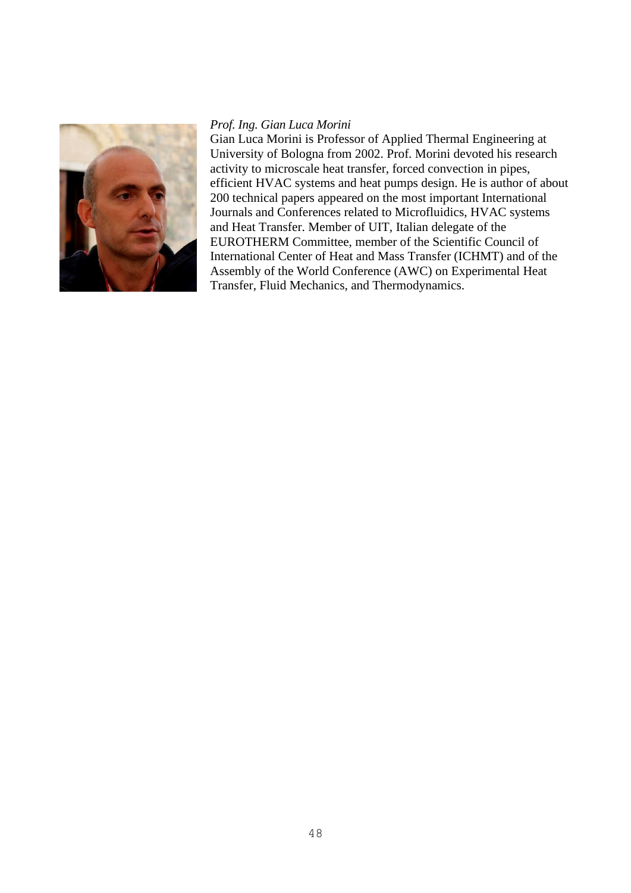*Prof. Ing. Gian Luca Morini*

Gian Luca Morini is Professor of Applied Thermal Engineering at University of Bologna from 2002. Prof. Morini devoted his research activity to microscale heat transfer, forced convection in pipes, efficient HVAC systems and heat pumps design. He is author of about 200 technical papers appeared on the most important International Journals and Conferences related to Microfluidics, HVAC systems and Heat Transfer. Member of UIT, Italian delegate of the EUROTHERM Committee, member of the Scientific Council of International Center of Heat and Mass Transfer (ICHMT) and of the Assembly of the World Conference (AWC) on Experimental Heat Transfer, Fluid Mechanics, and Thermodynamics.